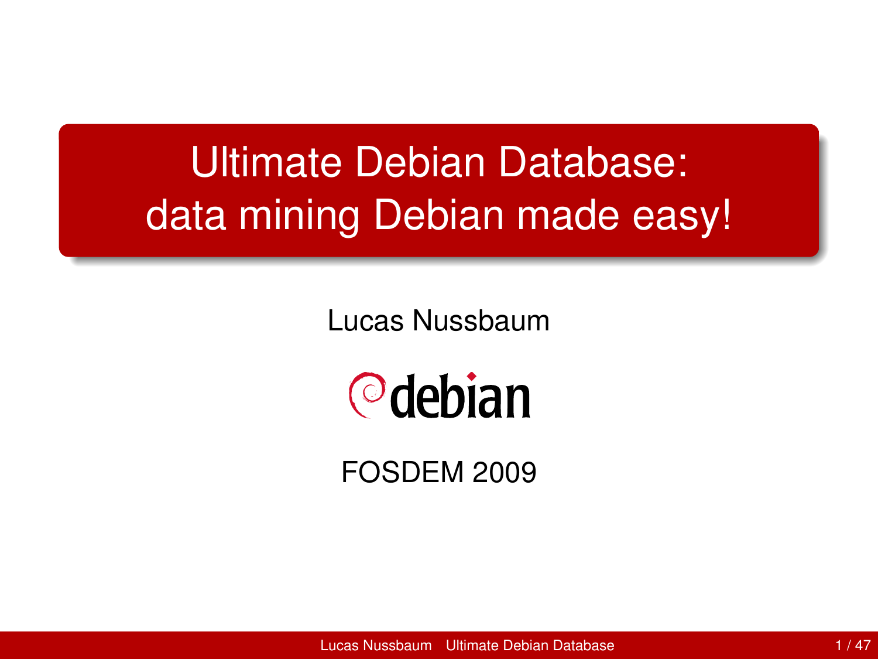# Ultimate Debian Database: data mining Debian made easy!

Lucas Nussbaum

debian

FOSDEM 2009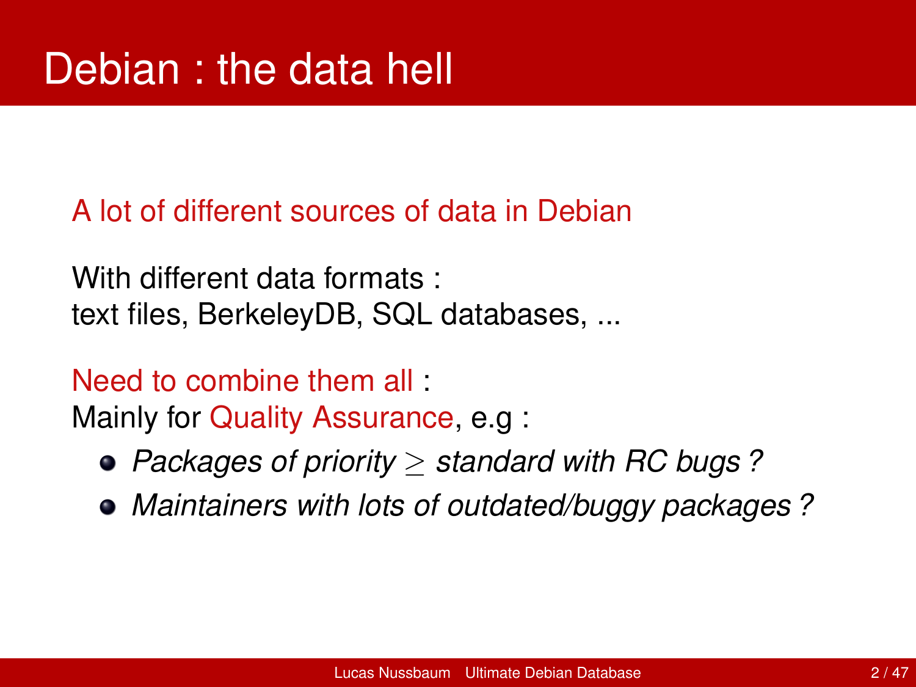# Debian : the data hell

A lot of different sources of data in Debian

With different data formats :
text files, BerkeleyDB, SQL databases, ...

Need to combine them all :
Mainly for Quality Assurance, e.g :

- *Packages of priority $\geq$ standard with RC bugs ?*
- *Maintainers with lots of outdated/buggy packages ?*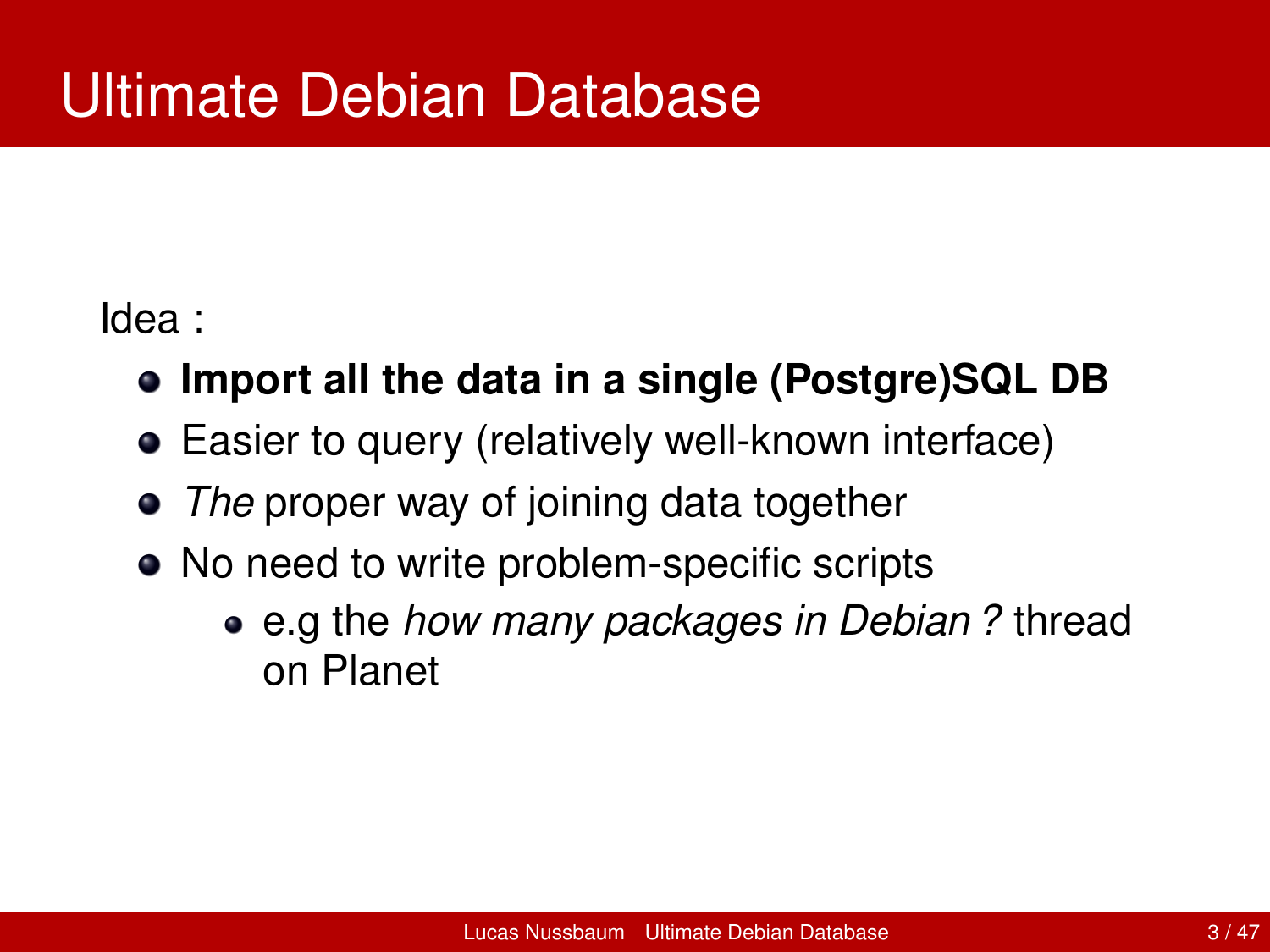# Ultimate Debian Database

Idea :

- **Import all the data in a single (Postgre)SQL DB**
- Easier to query (relatively well-known interface)
- *The* proper way of joining data together
- No need to write problem-specific scripts
  - e.g the *how many packages in Debian ?* thread on Planet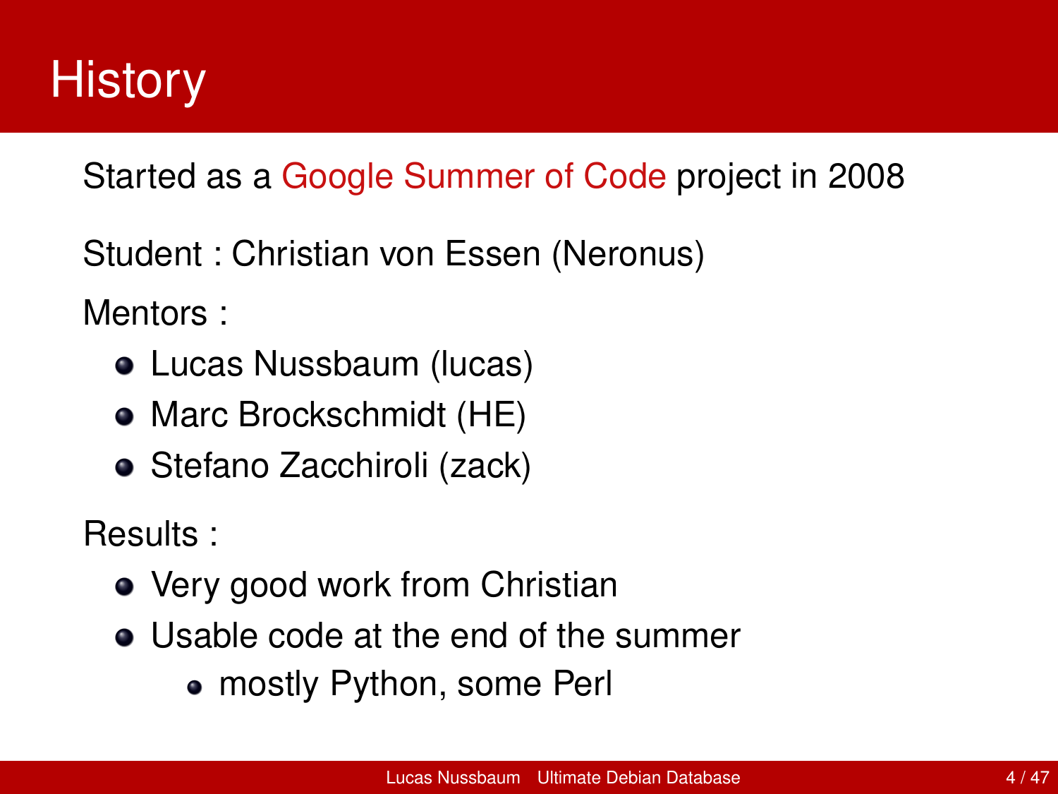# History

Started as a Google Summer of Code project in 2008

Student : Christian von Essen (Neronus)

Mentors :

- Lucas Nussbaum (lucas)
- Marc Brockschmidt (HE)
- Stefano Zacchiroli (zack)

Results :

- Very good work from Christian
- Usable code at the end of the summer
  - mostly Python, some Perl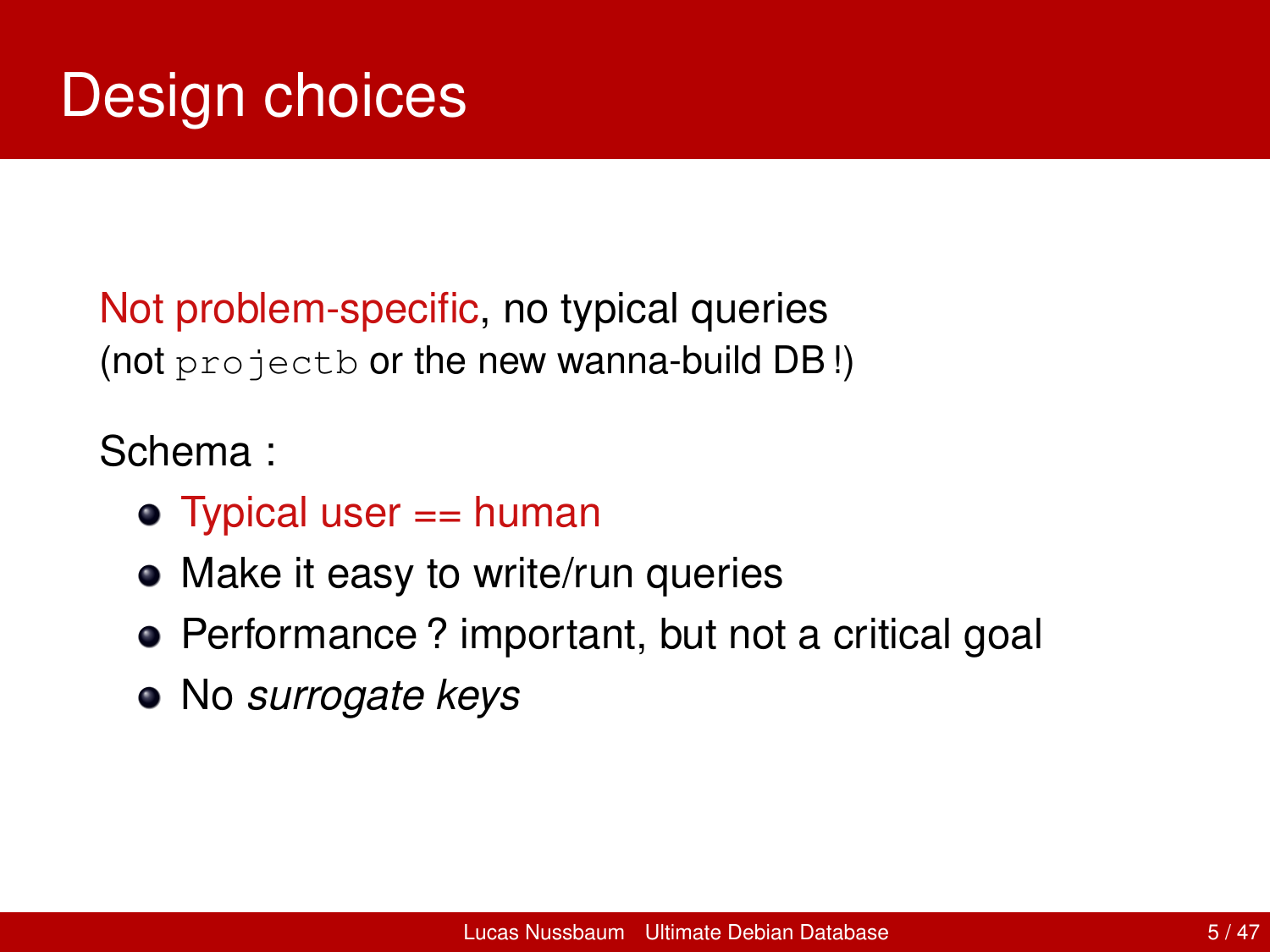# Design choices

Not problem-specific, no typical queries
(not `projectb` or the new wanna-build DB !)

Schema :

- Typical user == human
- Make it easy to write/run queries
- Performance ? important, but not a critical goal
- No *surrogate keys*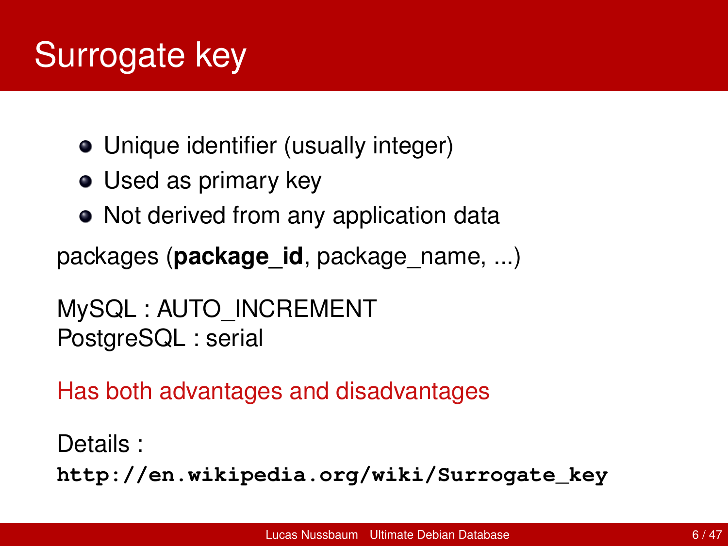# Surrogate key

- Unique identifier (usually integer)
- Used as primary key
- Not derived from any application data

packages (**package_id**, package_name, ...)

MySQL : AUTO_INCREMENT
PostgreSQL : serial

Has both advantages and disadvantages

Details :
**`http://en.wikipedia.org/wiki/Surrogate_key`**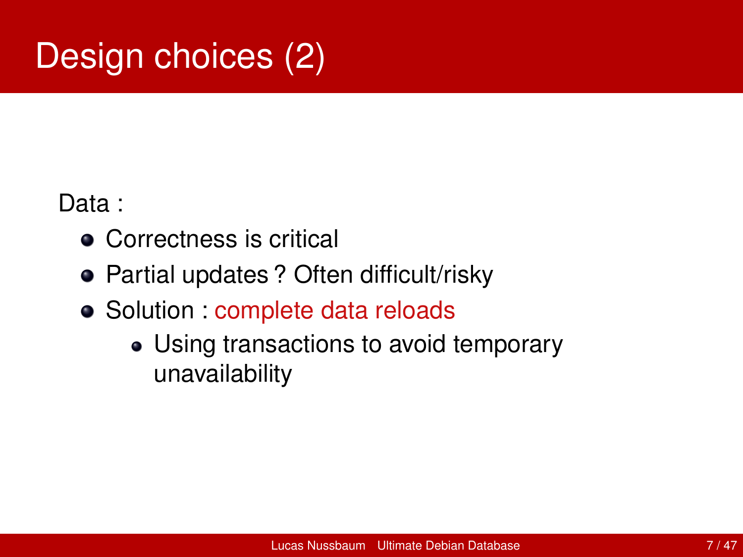# Design choices (2)

Data :

- Correctness is critical
- Partial updates ? Often difficult/risky
- Solution : complete data reloads
  - Using transactions to avoid temporary unavailability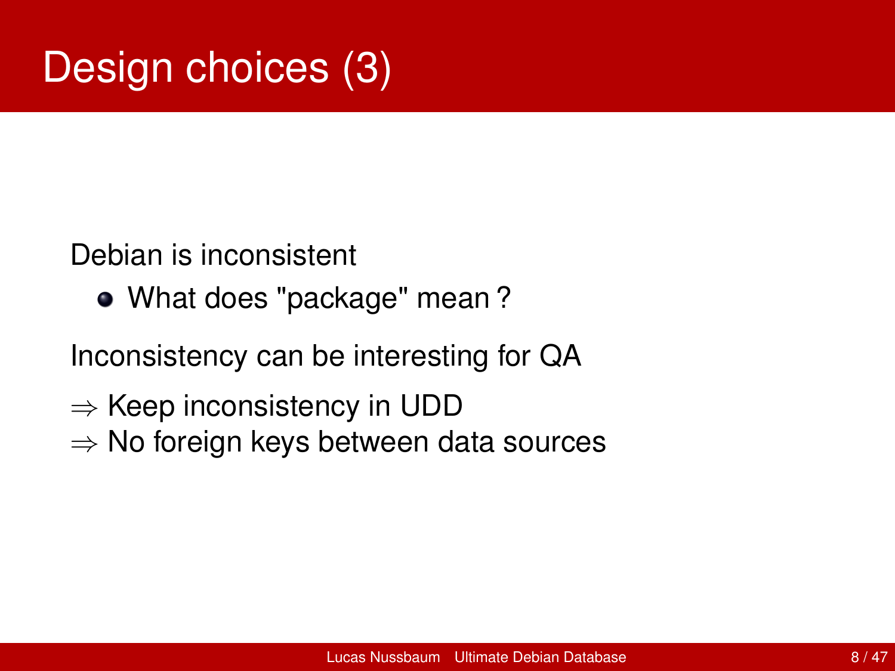# Design choices (3)

Debian is inconsistent

- What does "package" mean ?

Inconsistency can be interesting for QA

$\Rightarrow$ Keep inconsistency in UDD
$\Rightarrow$ No foreign keys between data sources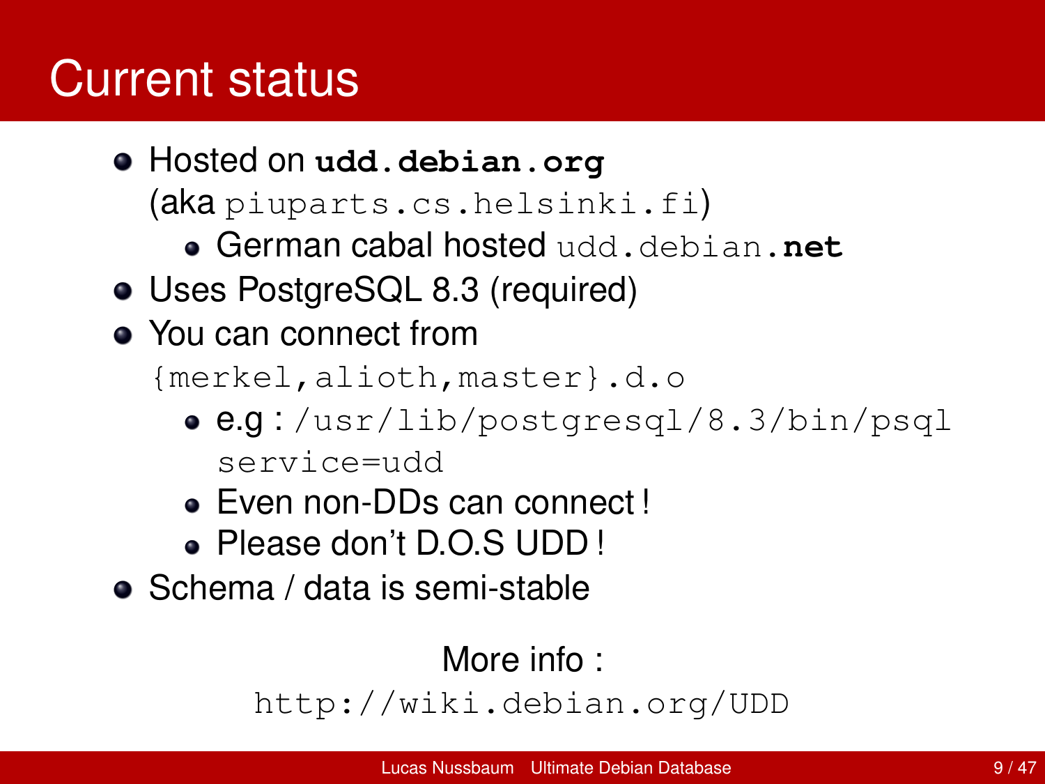# Current status

- Hosted on **`udd.debian.org`** (aka `piuparts.cs.helsinki.fi`)
  - German cabal hosted `udd.debian`**`.net`**
- Uses PostgreSQL 8.3 (required)
- You can connect from `{merkel,alioth,master}.d.o`
  - e.g : `/usr/lib/postgresql/8.3/bin/psql service=udd`
  - Even non-DDs can connect !
  - Please don't D.O.S UDD !
- Schema / data is semi-stable

More info : `http://wiki.debian.org/UDD`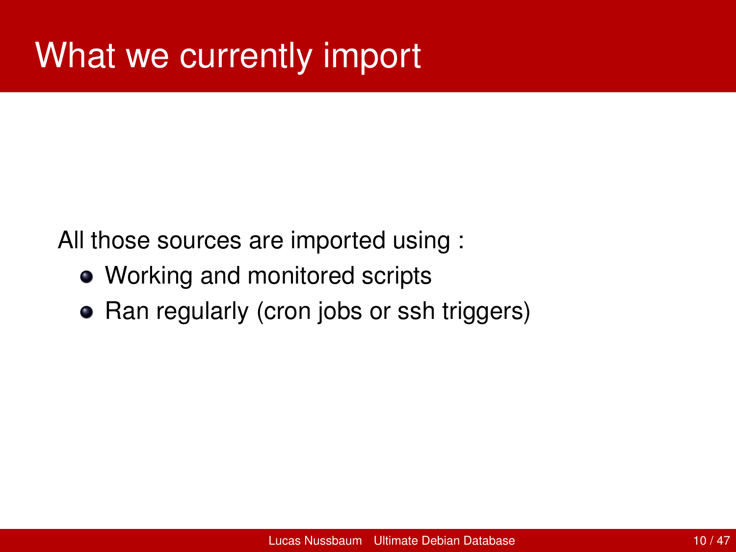# What we currently import

All those sources are imported using :

- Working and monitored scripts
- Ran regularly (cron jobs or ssh triggers)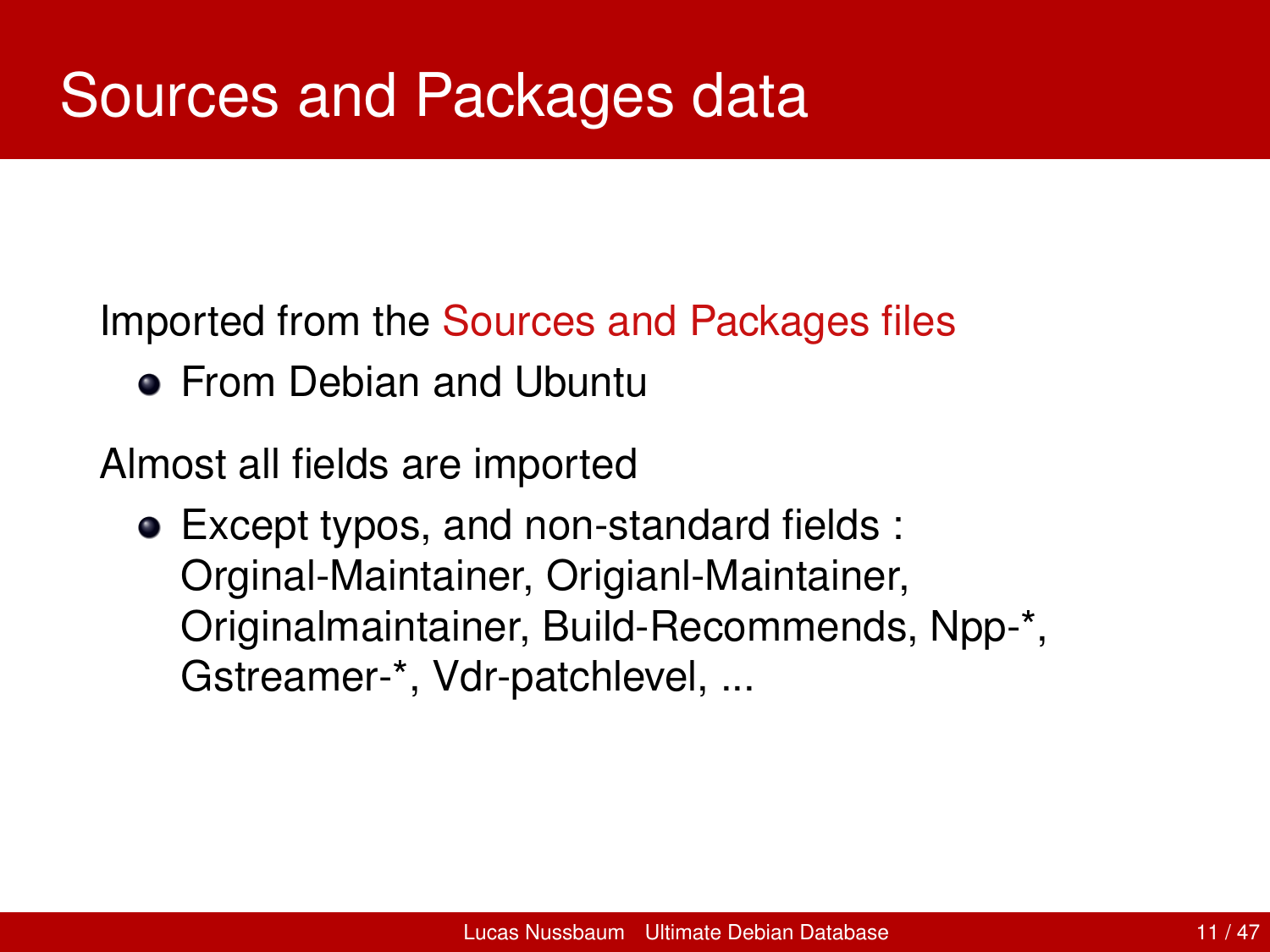# Sources and Packages data

Imported from the Sources and Packages files

- From Debian and Ubuntu

Almost all fields are imported

- Except typos, and non-standard fields : Orginal-Maintainer, Origianl-Maintainer, Originalmaintainer, Build-Recommends, Npp-*, Gstreamer-*, Vdr-patchlevel, ...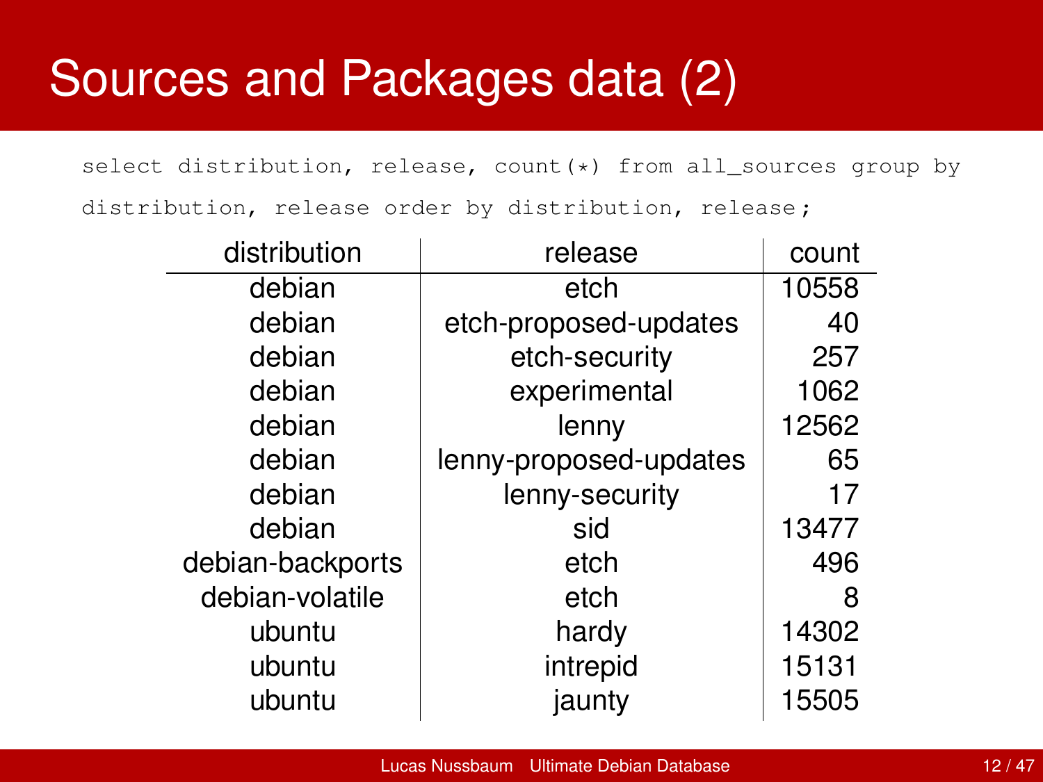# Sources and Packages data (2)

```
select distribution, release, count(*) from all_sources group by
distribution, release order by distribution, release;
```

| distribution | release | count |
|---|---|---|
| debian | etch | 10558 |
| debian | etch-proposed-updates | 40 |
| debian | etch-security | 257 |
| debian | experimental | 1062 |
| debian | lenny | 12562 |
| debian | lenny-proposed-updates | 65 |
| debian | lenny-security | 17 |
| debian | sid | 13477 |
| debian-backports | etch | 496 |
| debian-volatile | etch | 8 |
| ubuntu | hardy | 14302 |
| ubuntu | intrepid | 15131 |
| ubuntu | jaunty | 15505 |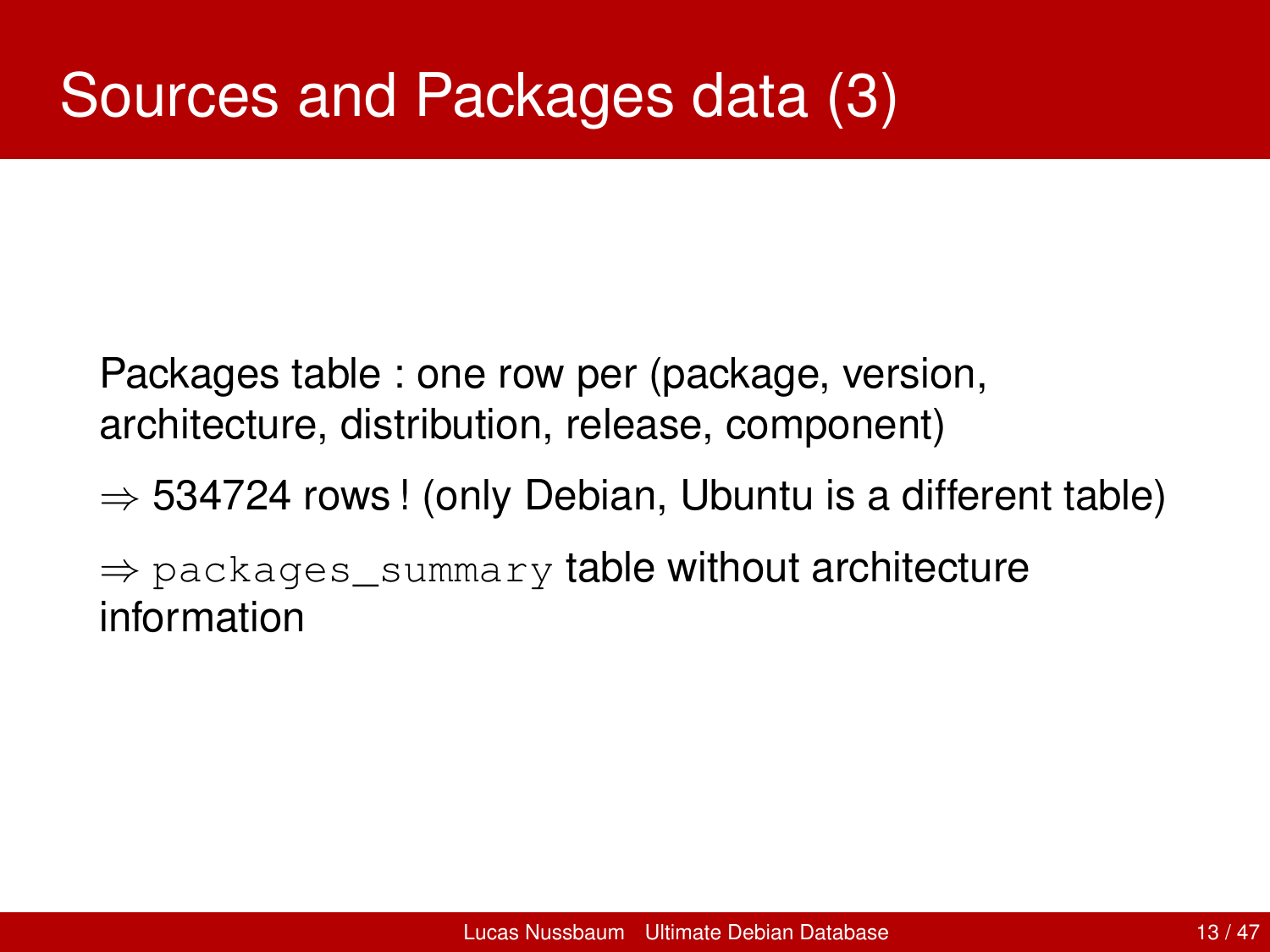# Sources and Packages data (3)

Packages table : one row per (package, version, architecture, distribution, release, component)

$\Rightarrow$ 534724 rows ! (only Debian, Ubuntu is a different table)

$\Rightarrow$ `packages_summary` table without architecture information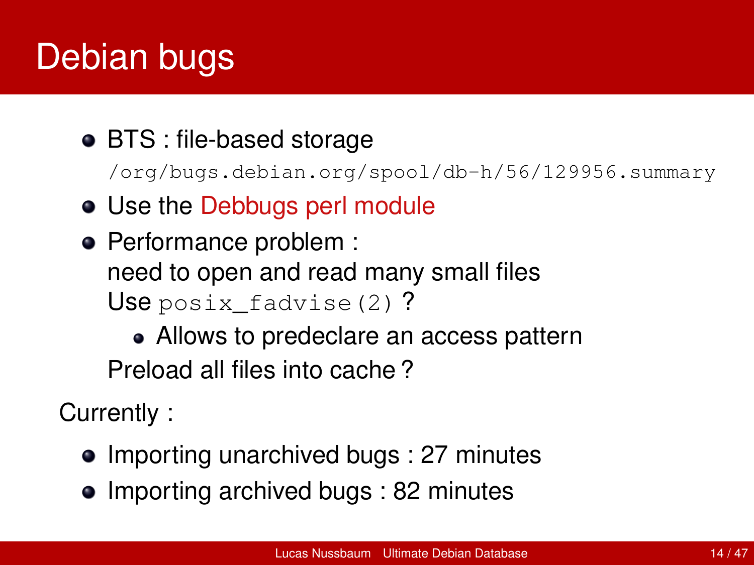# Debian bugs

- BTS : file-based storage
  `/org/bugs.debian.org/spool/db-h/56/129956.summary`
- Use the Debbugs perl module
- Performance problem :
  need to open and read many small files
  Use `posix_fadvise(2)` ?
  - Allows to predeclare an access pattern

  Preload all files into cache ?

Currently :

- Importing unarchived bugs : 27 minutes
- Importing archived bugs : 82 minutes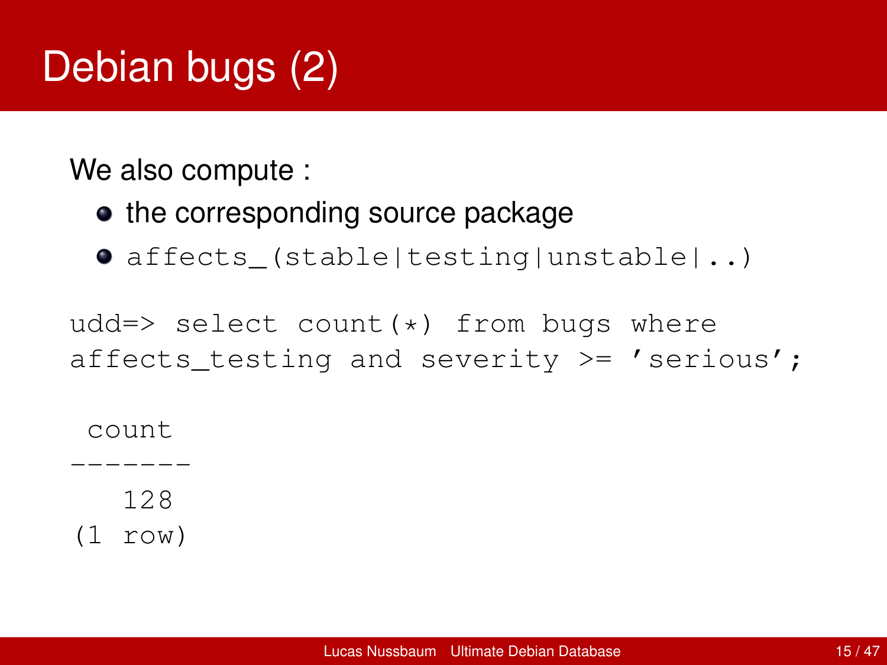# Debian bugs (2)

We also compute :

- the corresponding source package
- `affects_(stable|testing|unstable|..)`

```
udd=> select count(*) from bugs where
affects_testing and severity >= 'serious';

 count
-------
   128
(1 row)
```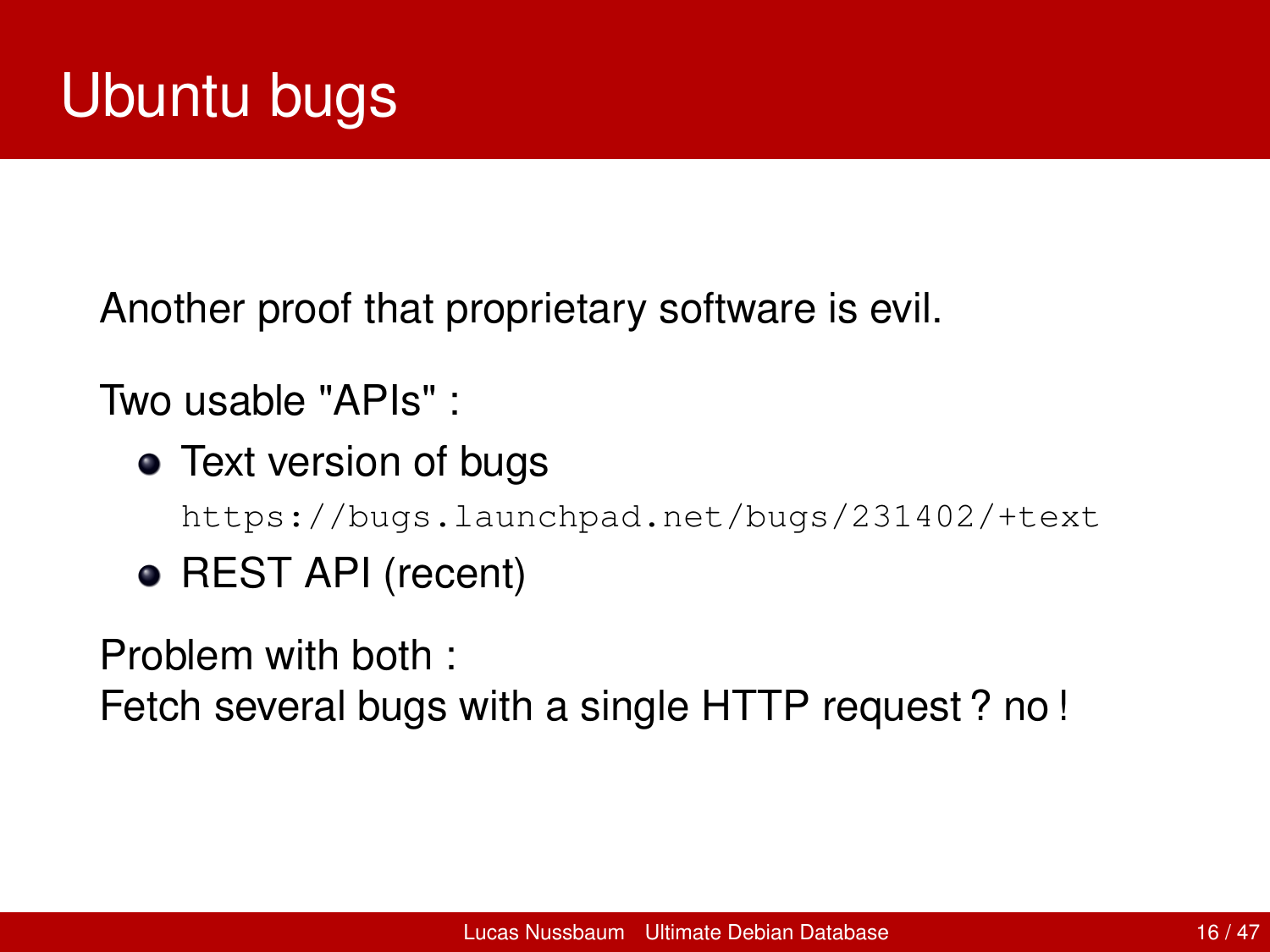# Ubuntu bugs

Another proof that proprietary software is evil.

Two usable "APIs" :

- Text version of bugs
  `https://bugs.launchpad.net/bugs/231402/+text`
- REST API (recent)

Problem with both :
Fetch several bugs with a single HTTP request ? no !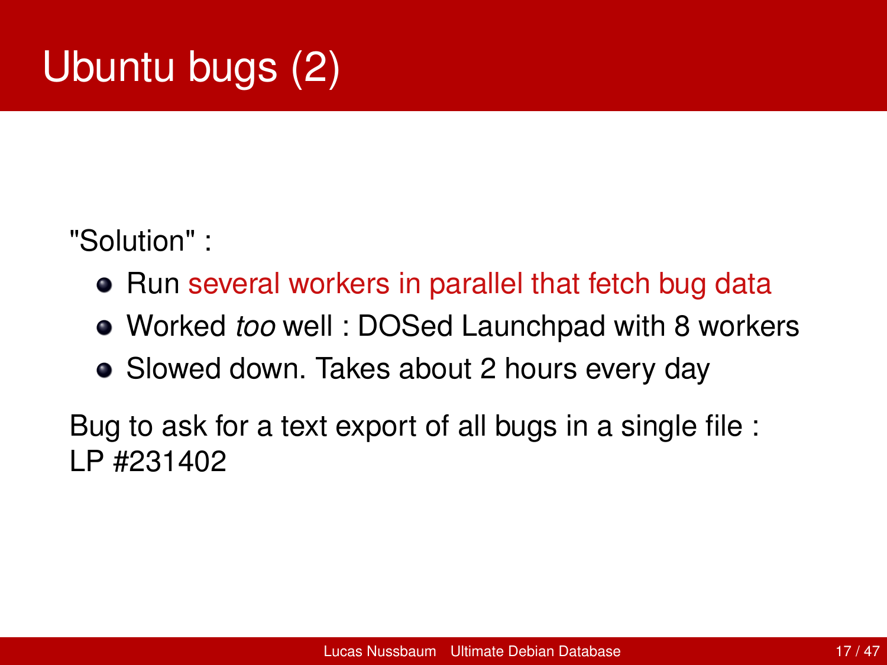# Ubuntu bugs (2)

"Solution" :

- Run several workers in parallel that fetch bug data
- Worked *too* well : DOSed Launchpad with 8 workers
- Slowed down. Takes about 2 hours every day

Bug to ask for a text export of all bugs in a single file :
LP #231402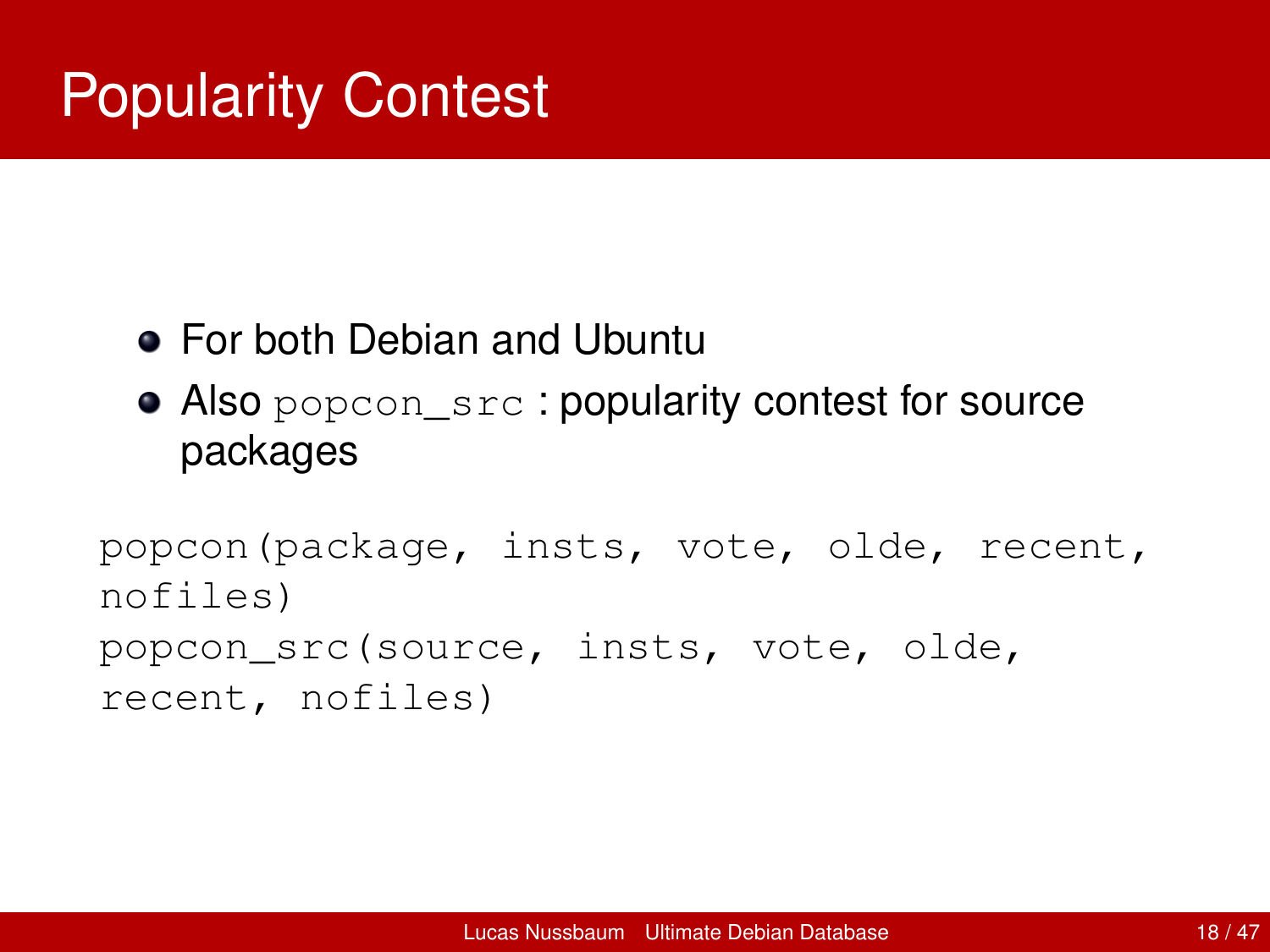# Popularity Contest

- For both Debian and Ubuntu
- Also `popcon_src` : popularity contest for source packages

```
popcon(package, insts, vote, olde, recent,
nofiles)
popcon_src(source, insts, vote, olde,
recent, nofiles)
```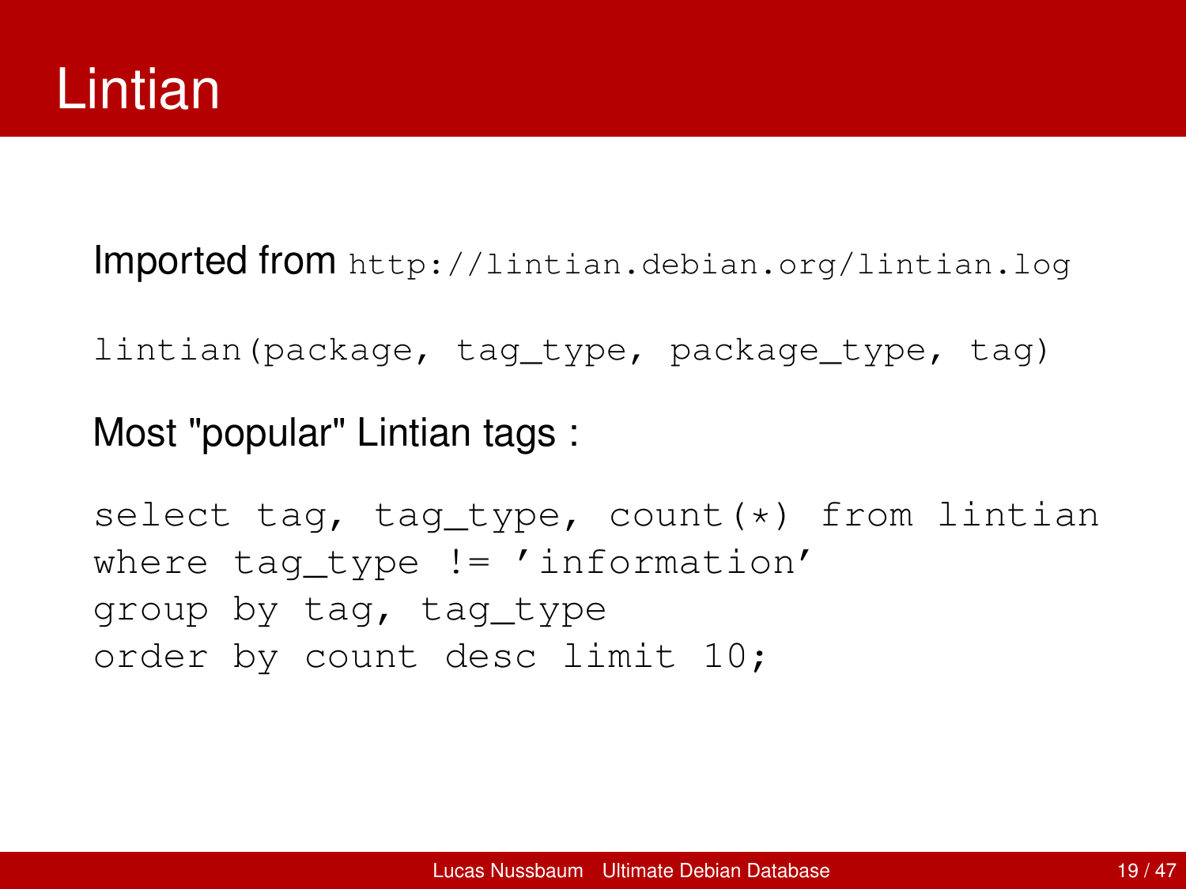# Lintian

Imported from `http://lintian.debian.org/lintian.log`

```
lintian(package, tag_type, package_type, tag)
```

Most "popular" Lintian tags :

```
select tag, tag_type, count(*) from lintian
where tag_type != 'information'
group by tag, tag_type
order by count desc limit 10;
```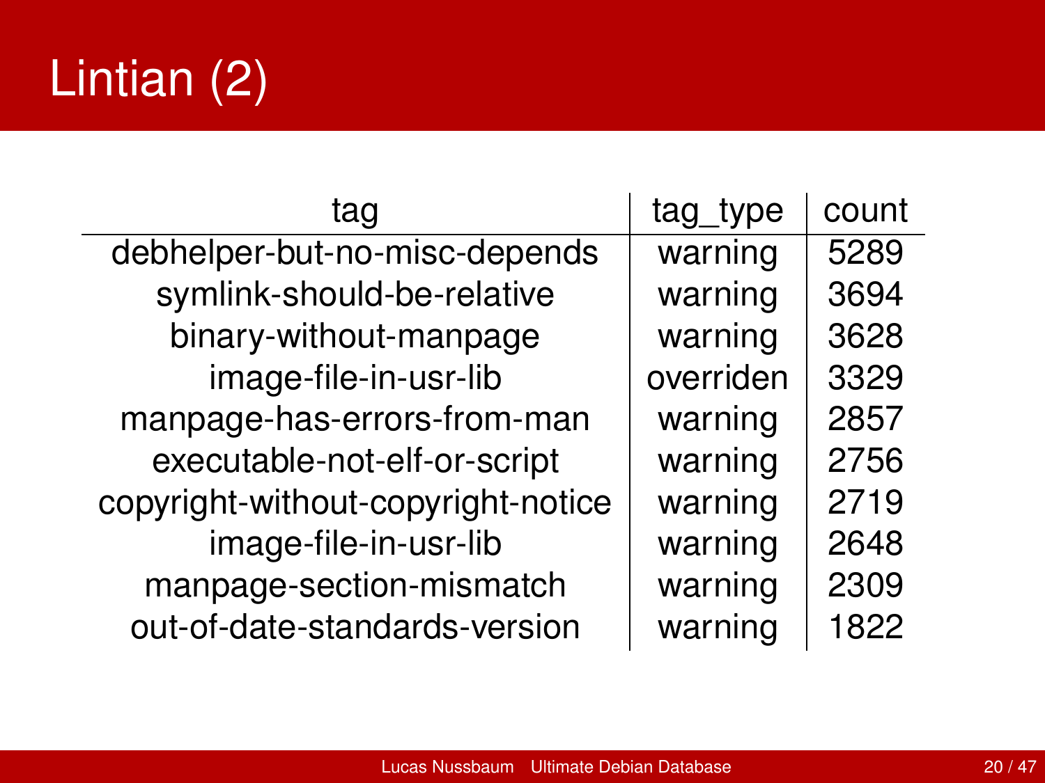# Lintian (2)

| tag | tag_type | count |
|---|---|---|
| debhelper-but-no-misc-depends | warning | 5289 |
| symlink-should-be-relative | warning | 3694 |
| binary-without-manpage | warning | 3628 |
| image-file-in-usr-lib | overriden | 3329 |
| manpage-has-errors-from-man | warning | 2857 |
| executable-not-elf-or-script | warning | 2756 |
| copyright-without-copyright-notice | warning | 2719 |
| image-file-in-usr-lib | warning | 2648 |
| manpage-section-mismatch | warning | 2309 |
| out-of-date-standards-version | warning | 1822 |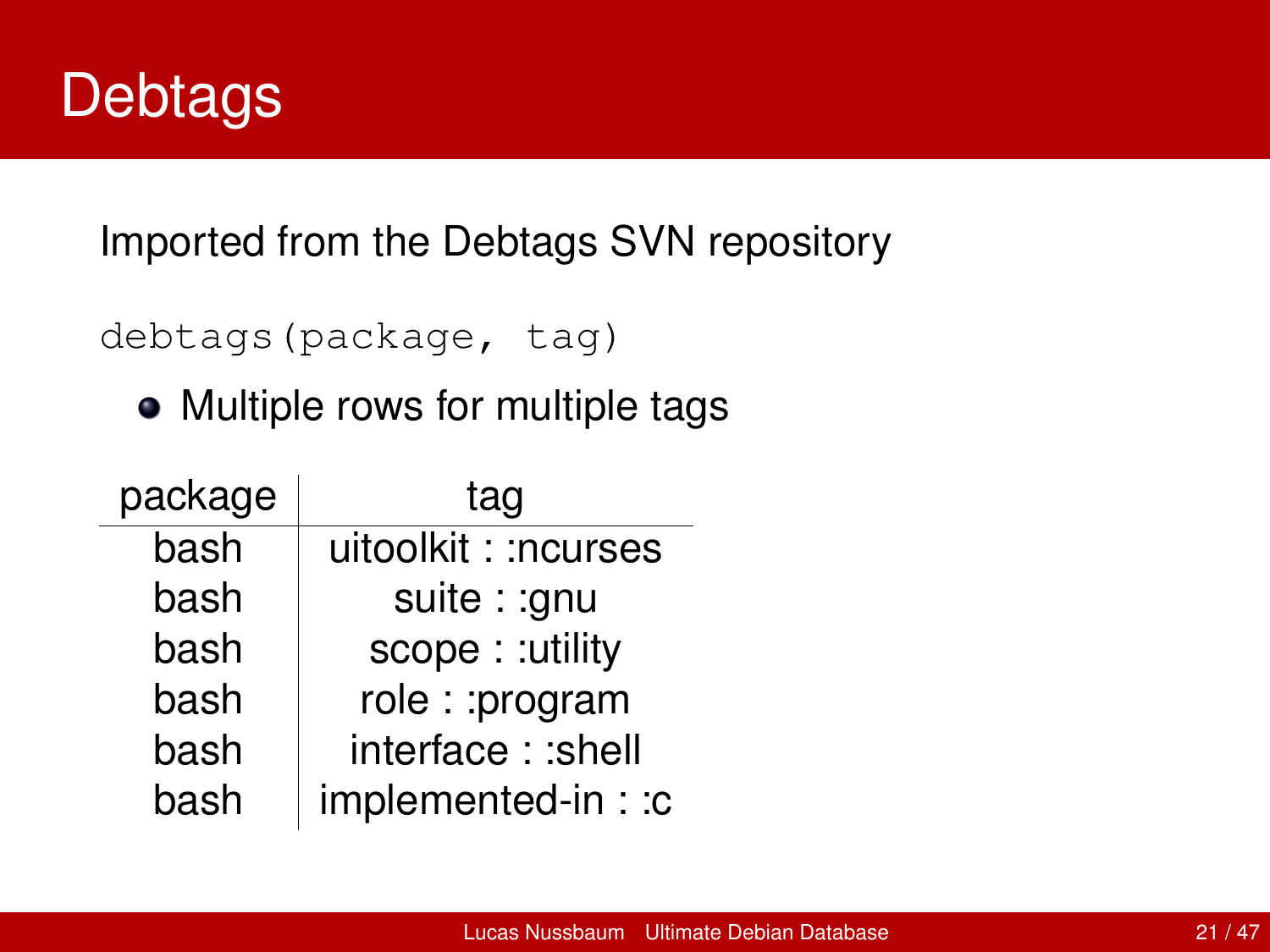# Debtags

Imported from the Debtags SVN repository

```
debtags(package, tag)
```

- Multiple rows for multiple tags

| package | tag |
|---|---|
| bash | uitoolkit : :ncurses |
| bash | suite : :gnu |
| bash | scope : :utility |
| bash | role : :program |
| bash | interface : :shell |
| bash | implemented-in : :c |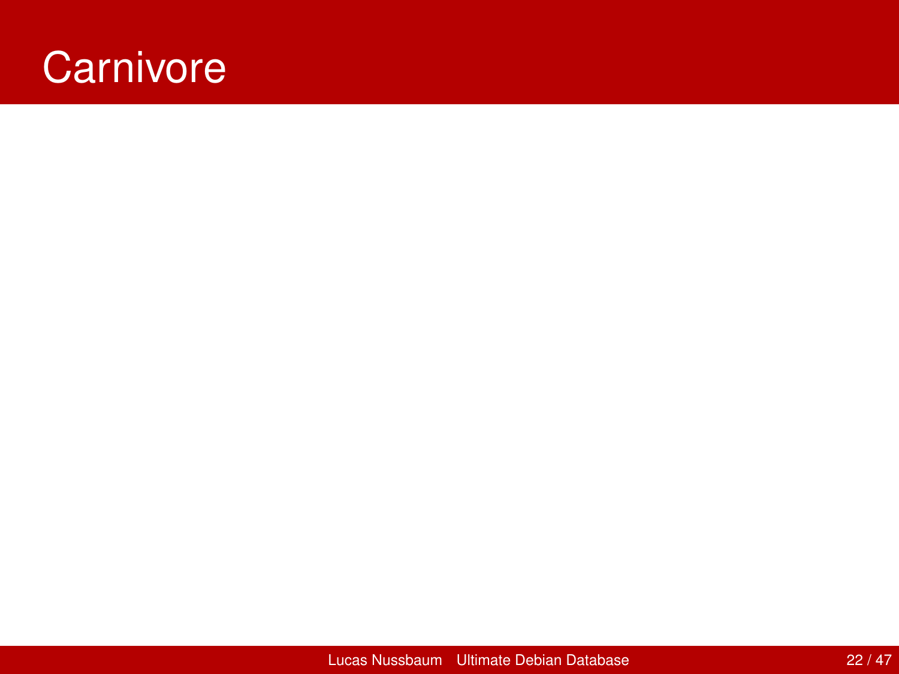# Carnivore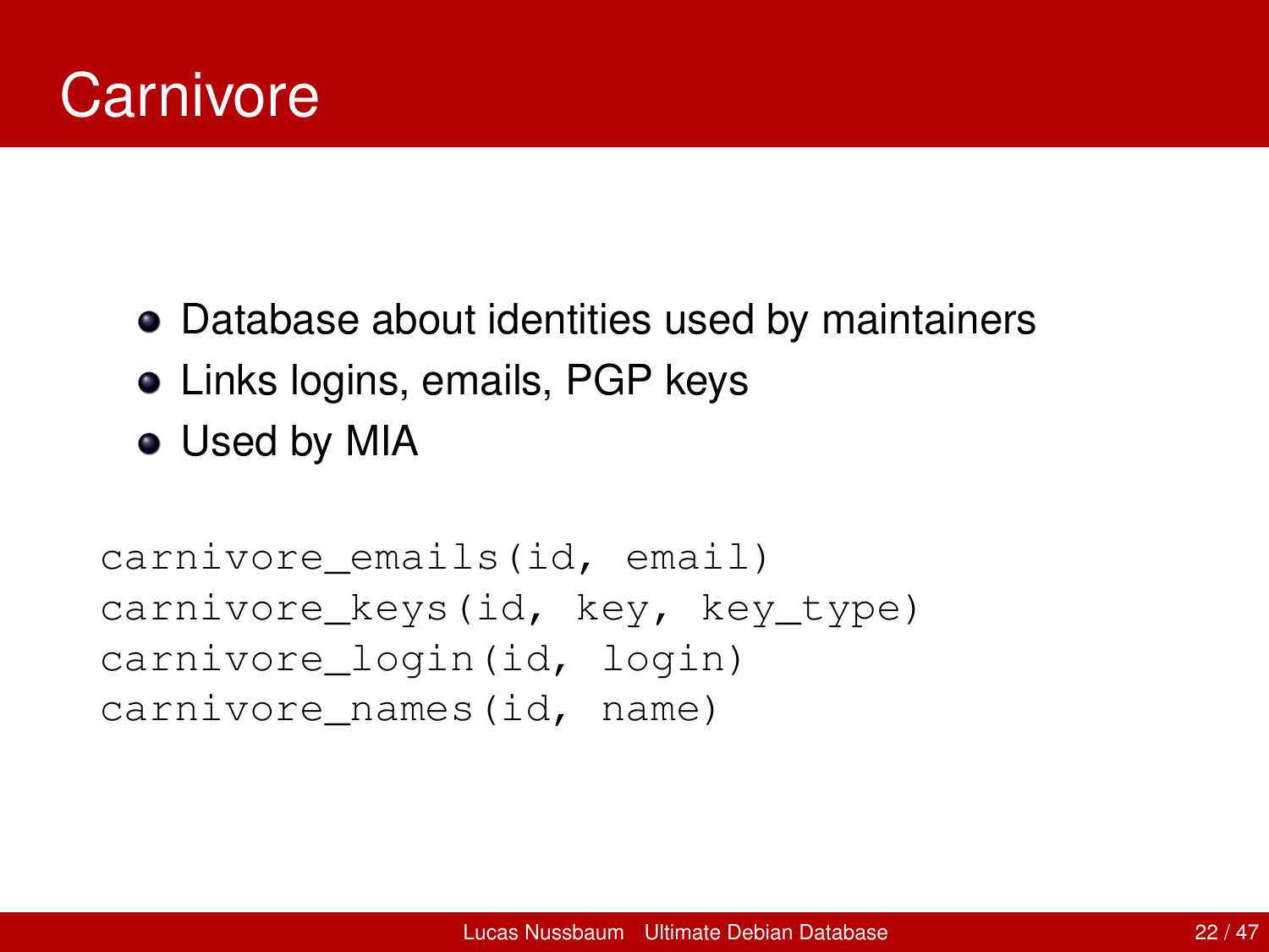# Carnivore

- Database about identities used by maintainers
- Links logins, emails, PGP keys
- Used by MIA

```
carnivore_emails(id, email)
carnivore_keys(id, key, key_type)
carnivore_login(id, login)
carnivore_names(id, name)
```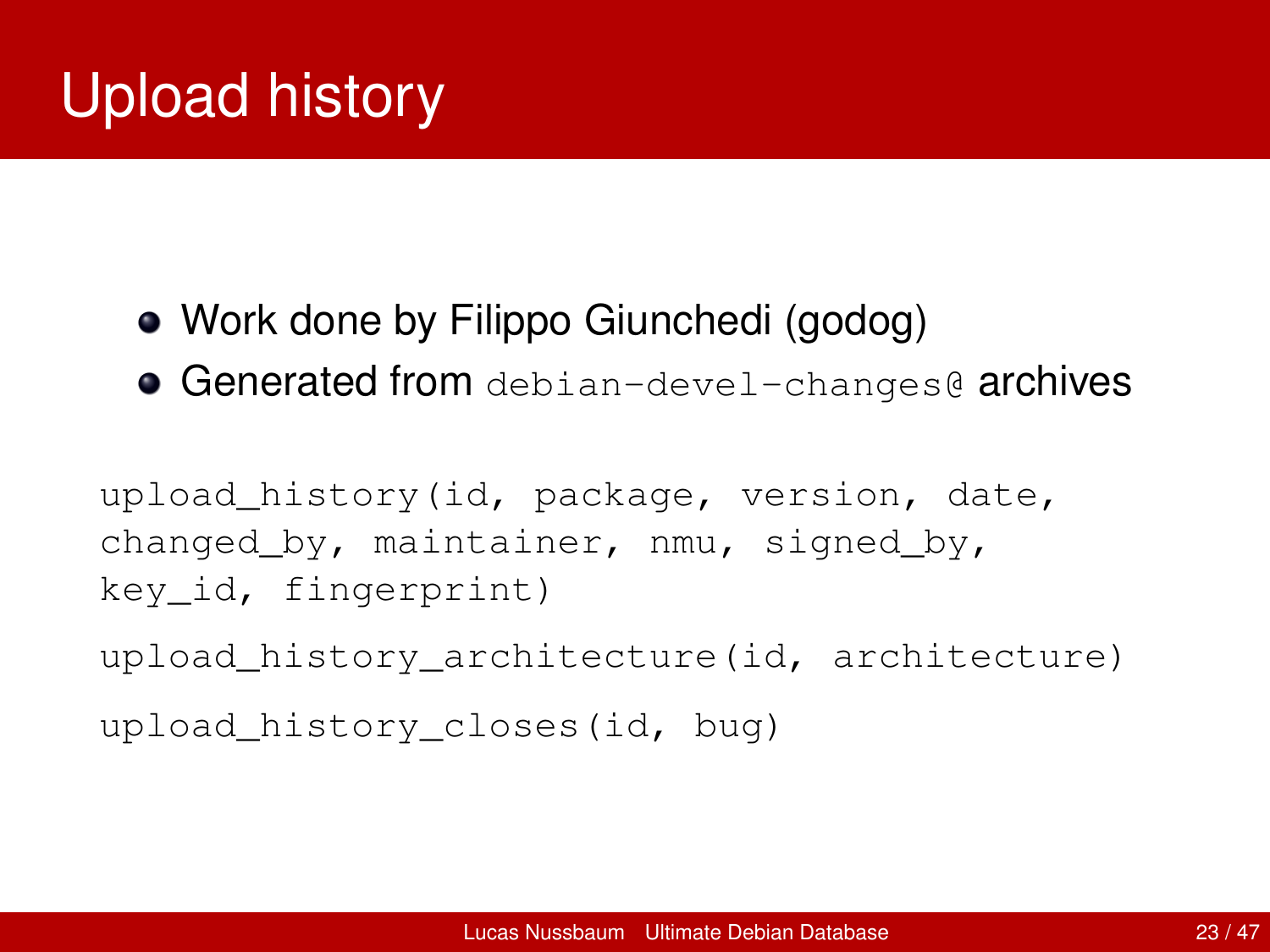# Upload history

- Work done by Filippo Giunchedi (godog)
- Generated from `debian-devel-changes@` archives

```
upload_history(id, package, version, date,
changed_by, maintainer, nmu, signed_by,
key_id, fingerprint)

upload_history_architecture(id, architecture)

upload_history_closes(id, bug)
```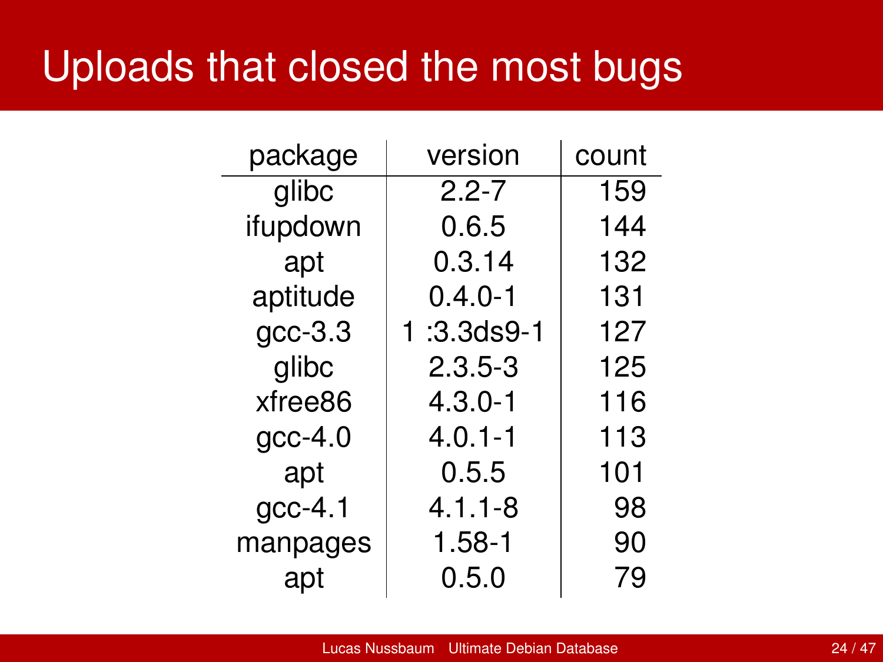# Uploads that closed the most bugs

| package | version | count |
|---|---|---|
| glibc | 2.2-7 | 159 |
| ifupdown | 0.6.5 | 144 |
| apt | 0.3.14 | 132 |
| aptitude | 0.4.0-1 | 131 |
| gcc-3.3 | 1 :3.3ds9-1 | 127 |
| glibc | 2.3.5-3 | 125 |
| xfree86 | 4.3.0-1 | 116 |
| gcc-4.0 | 4.0.1-1 | 113 |
| apt | 0.5.5 | 101 |
| gcc-4.1 | 4.1.1-8 | 98 |
| manpages | 1.58-1 | 90 |
| apt | 0.5.0 | 79 |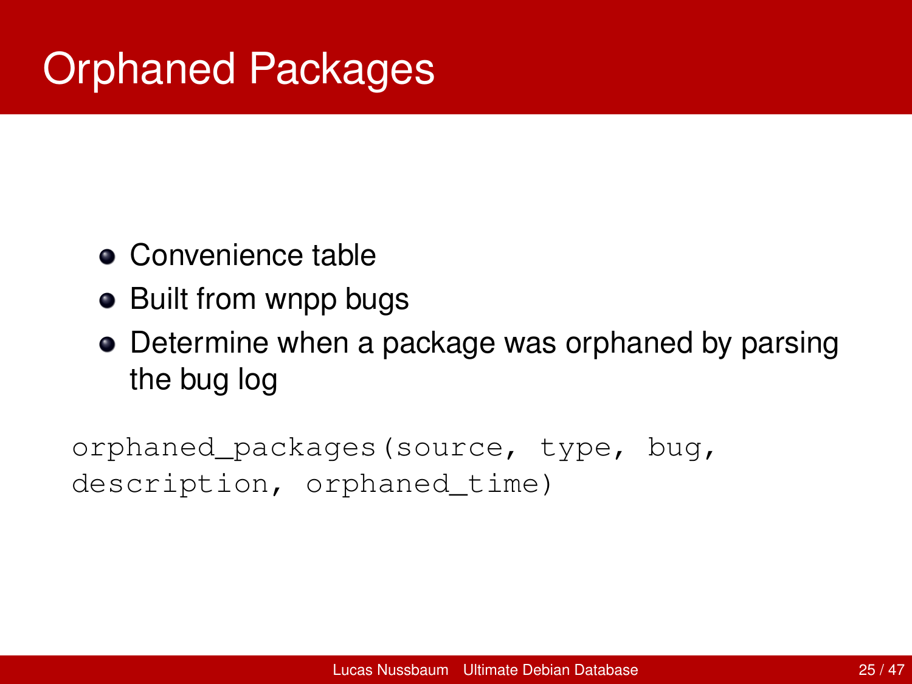# Orphaned Packages

- Convenience table
- Built from wnpp bugs
- Determine when a package was orphaned by parsing the bug log

```
orphaned_packages(source, type, bug,
description, orphaned_time)
```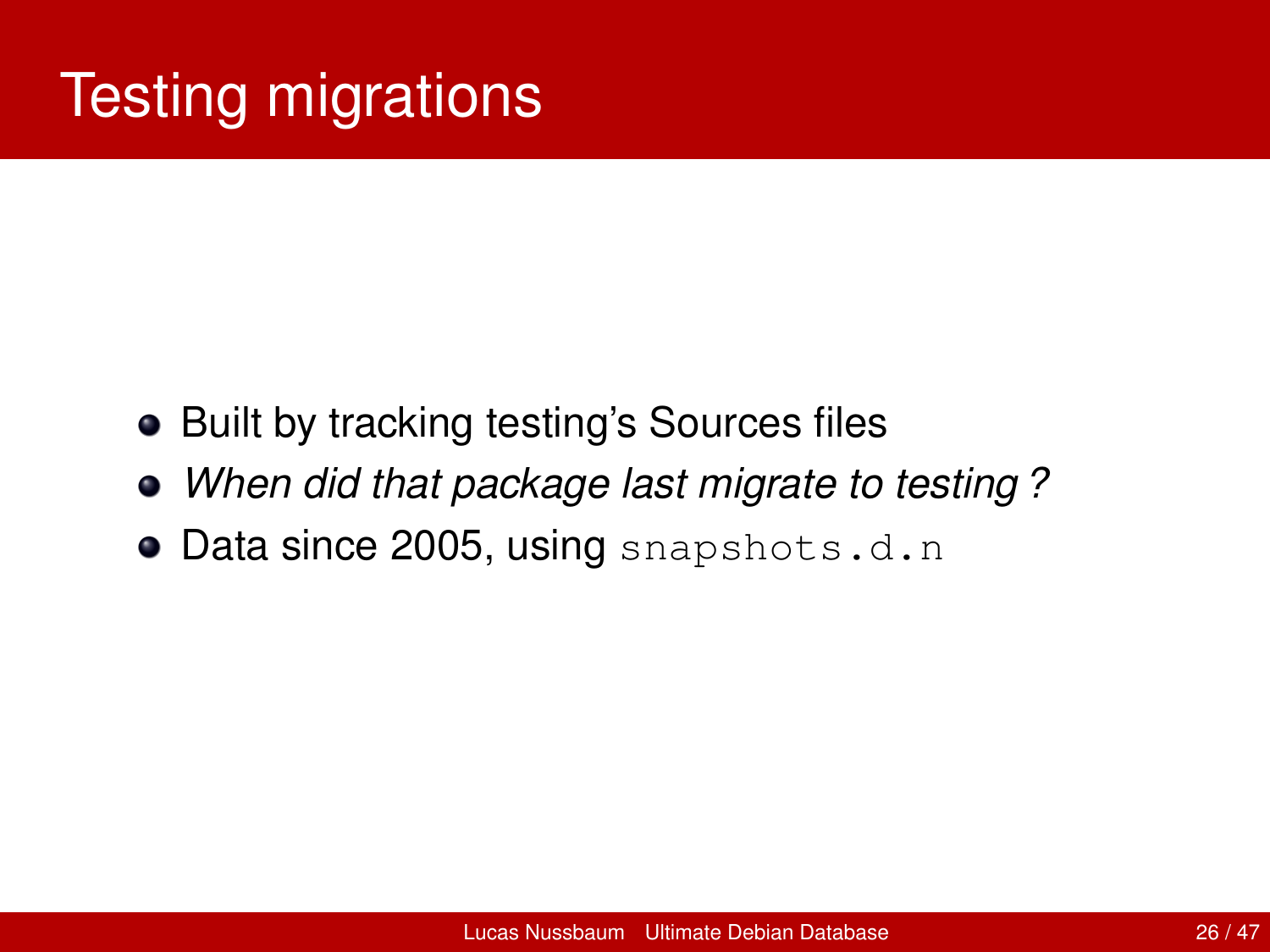# Testing migrations

- Built by tracking testing's Sources files
- *When did that package last migrate to testing ?*
- Data since 2005, using `snapshots.d.n`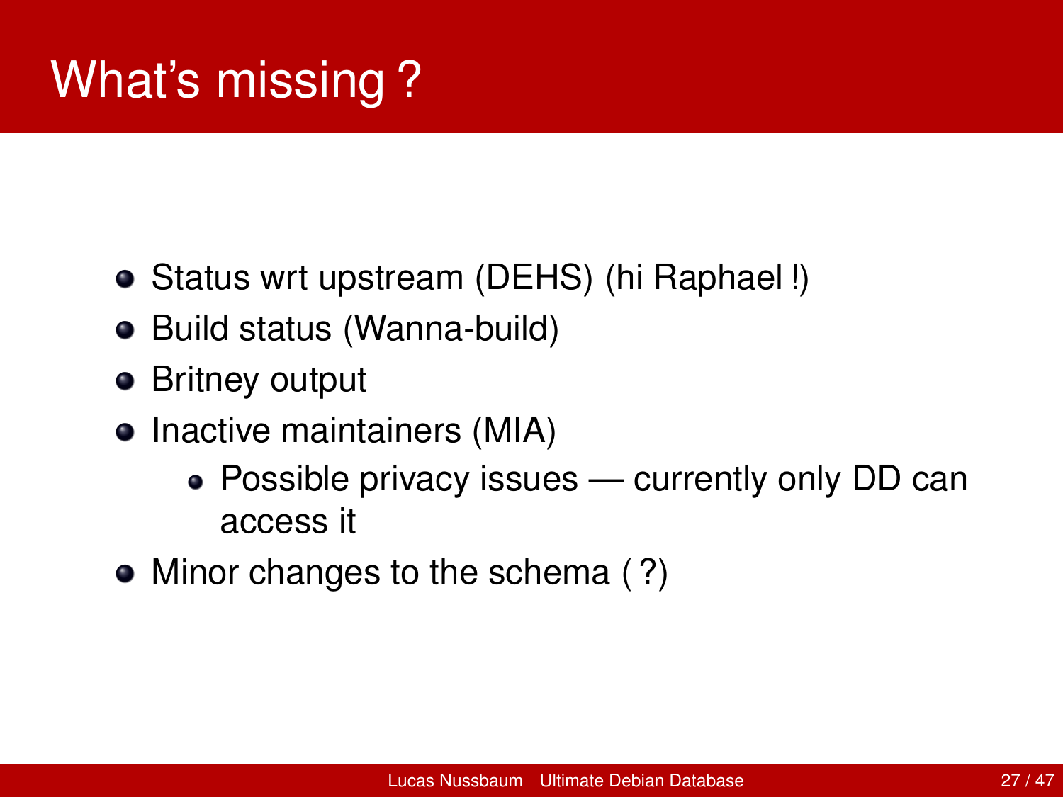# What's missing ?

- Status wrt upstream (DEHS) (hi Raphael !)
- Build status (Wanna-build)
- Britney output
- Inactive maintainers (MIA)
  - Possible privacy issues — currently only DD can access it
- Minor changes to the schema ( ?)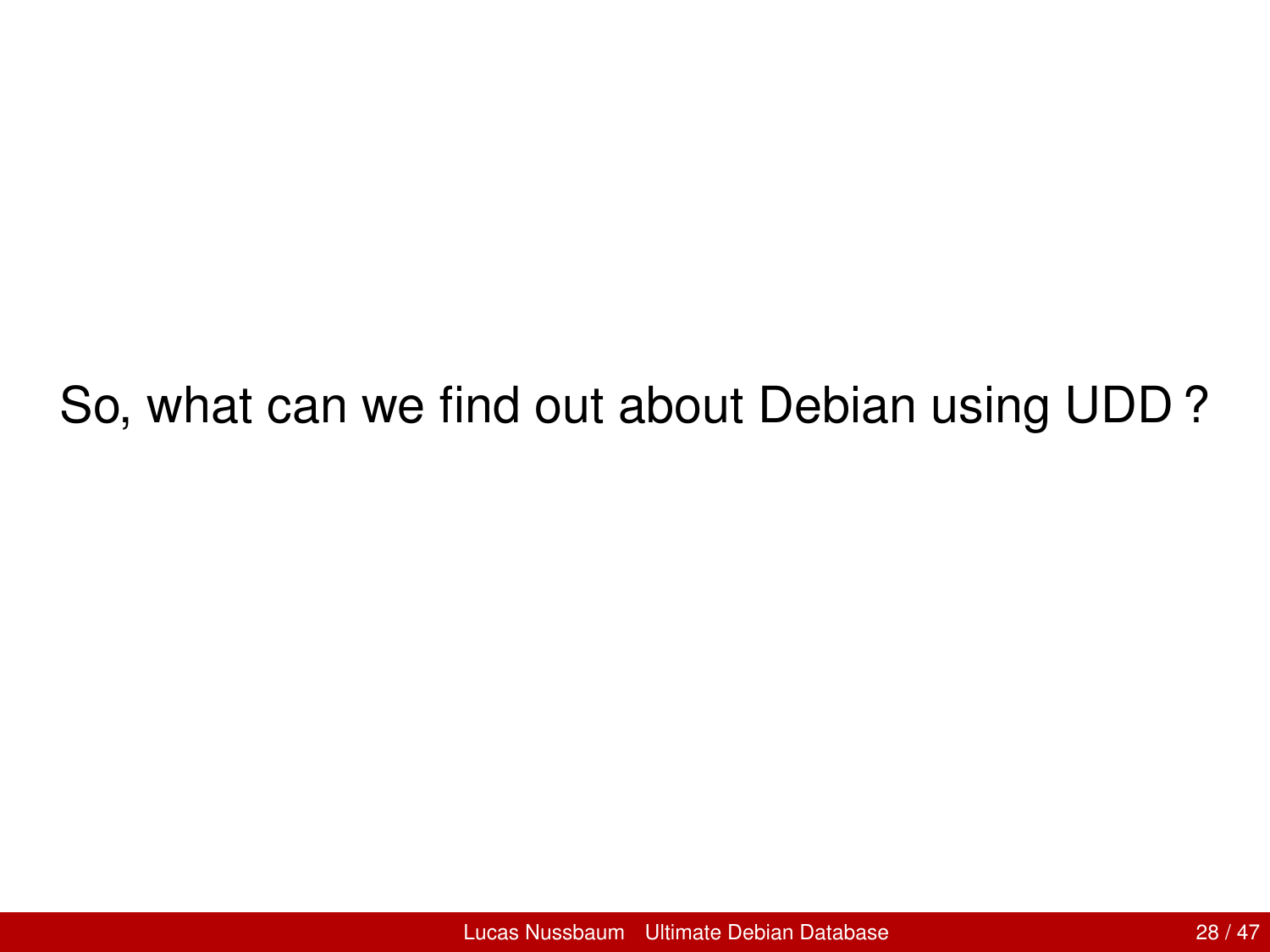So, what can we find out about Debian using UDD ?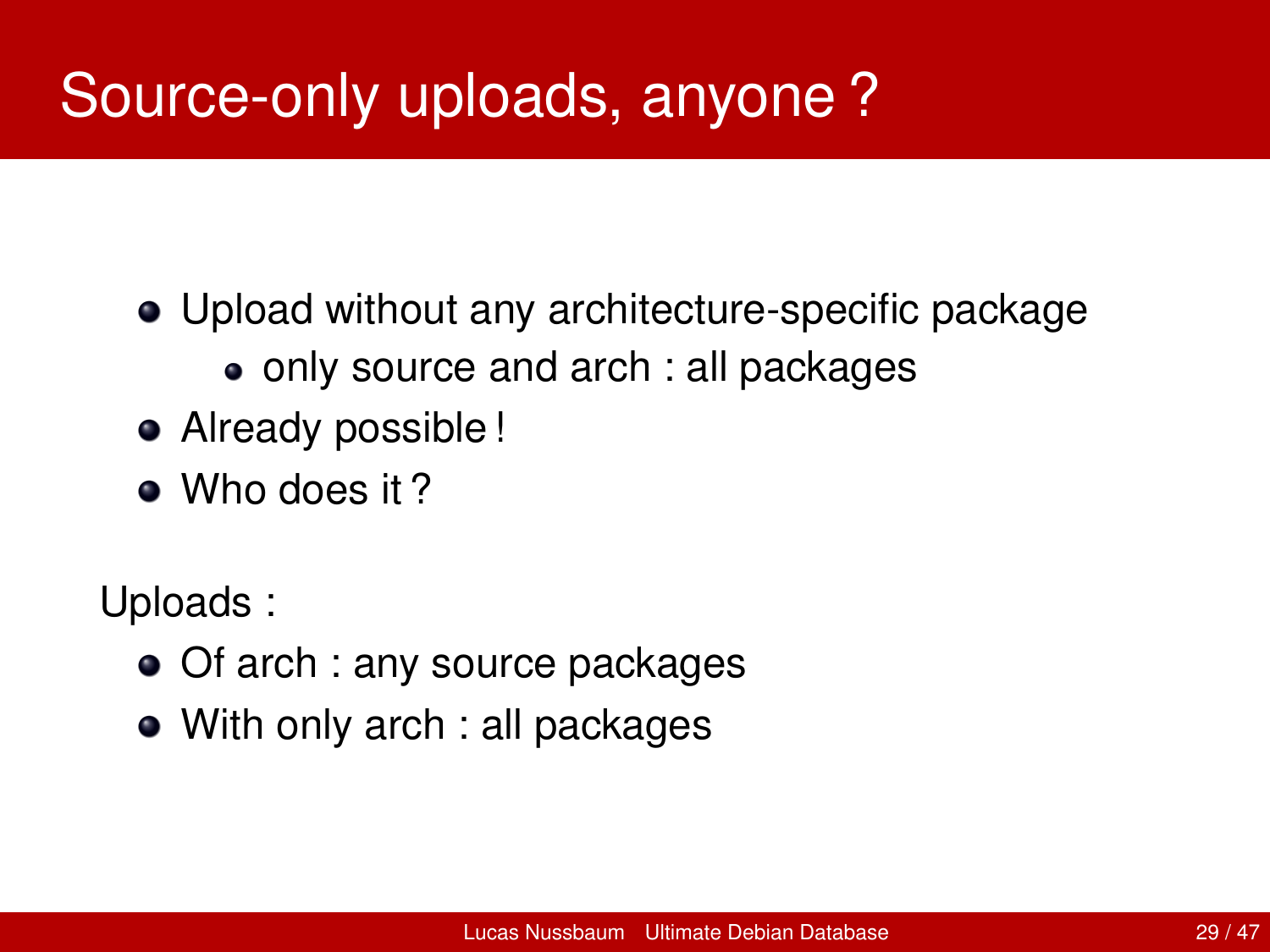# Source-only uploads, anyone ?

- Upload without any architecture-specific package
  - only source and arch : all packages
- Already possible !
- Who does it ?

Uploads :

- Of arch : any source packages
- With only arch : all packages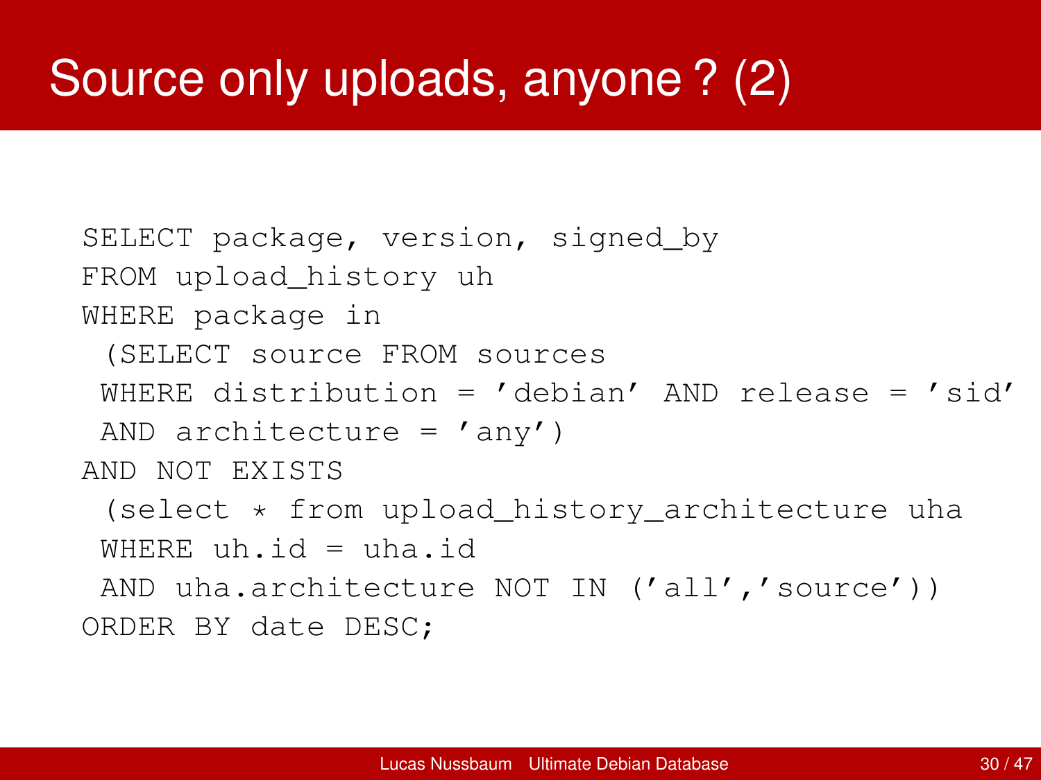# Source only uploads, anyone ? (2)

```
SELECT package, version, signed_by
FROM upload_history uh
WHERE package in
 (SELECT source FROM sources
 WHERE distribution = 'debian' AND release = 'sid'
 AND architecture = 'any')
AND NOT EXISTS
 (select * from upload_history_architecture uha
 WHERE uh.id = uha.id
 AND uha.architecture NOT IN ('all','source'))
ORDER BY date DESC;
```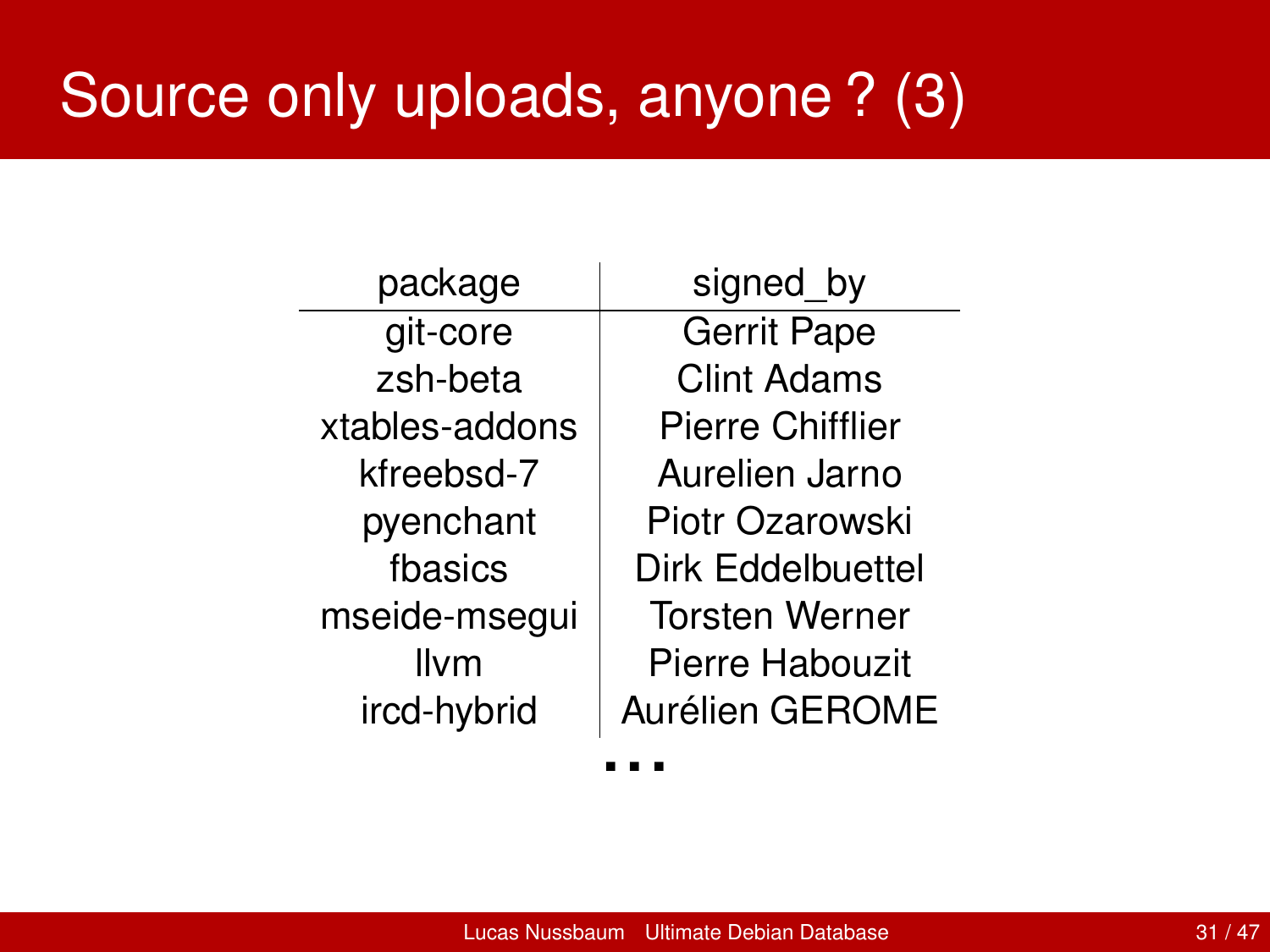# Source only uploads, anyone ? (3)

| package | signed_by |
| --- | --- |
| git-core | Gerrit Pape |
| zsh-beta | Clint Adams |
| xtables-addons | Pierre Chifflier |
| kfreebsd-7 | Aurelien Jarno |
| pyenchant | Piotr Ozarowski |
| fbasics | Dirk Eddelbuettel |
| mseide-msegui | Torsten Werner |
| llvm | Pierre Habouzit |
| ircd-hybrid | Aurélien GEROME |

...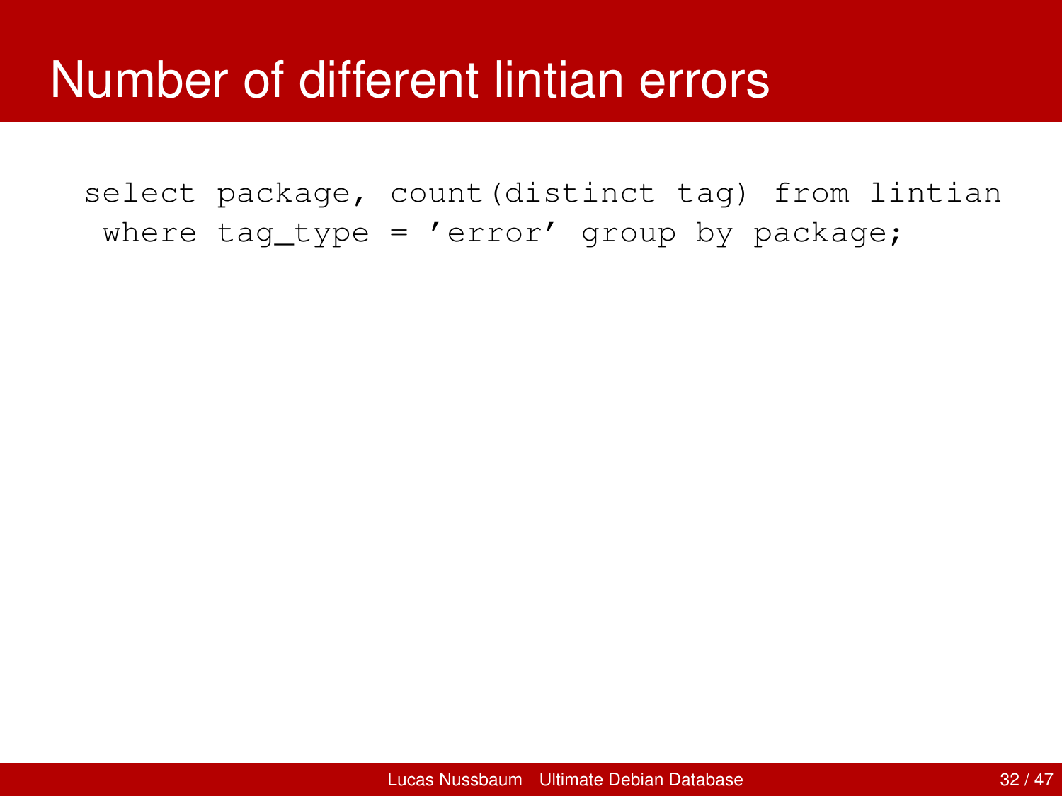# Number of different lintian errors

```
select package, count(distinct tag) from lintian
 where tag_type = 'error' group by package;
```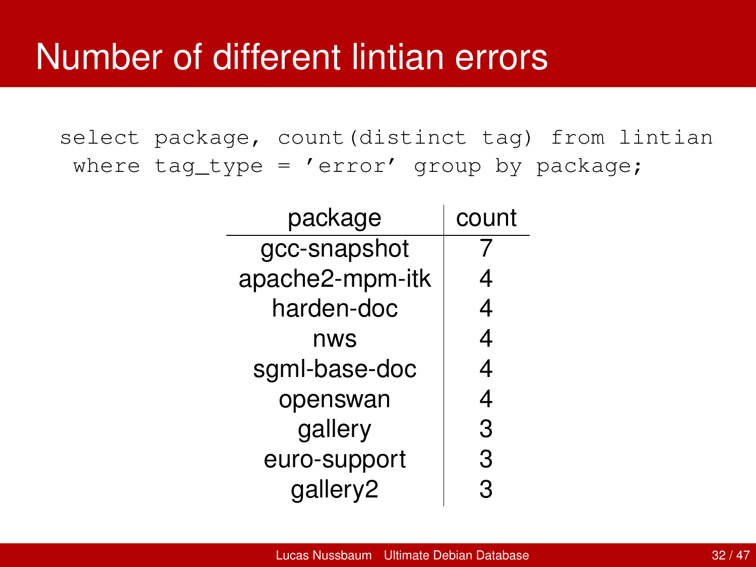# Number of different lintian errors

```
select package, count(distinct tag) from lintian
 where tag_type = 'error' group by package;
```

| package | count |
|---|---|
| gcc-snapshot | 7 |
| apache2-mpm-itk | 4 |
| harden-doc | 4 |
| nws | 4 |
| sgml-base-doc | 4 |
| openswan | 4 |
| gallery | 3 |
| euro-support | 3 |
| gallery2 | 3 |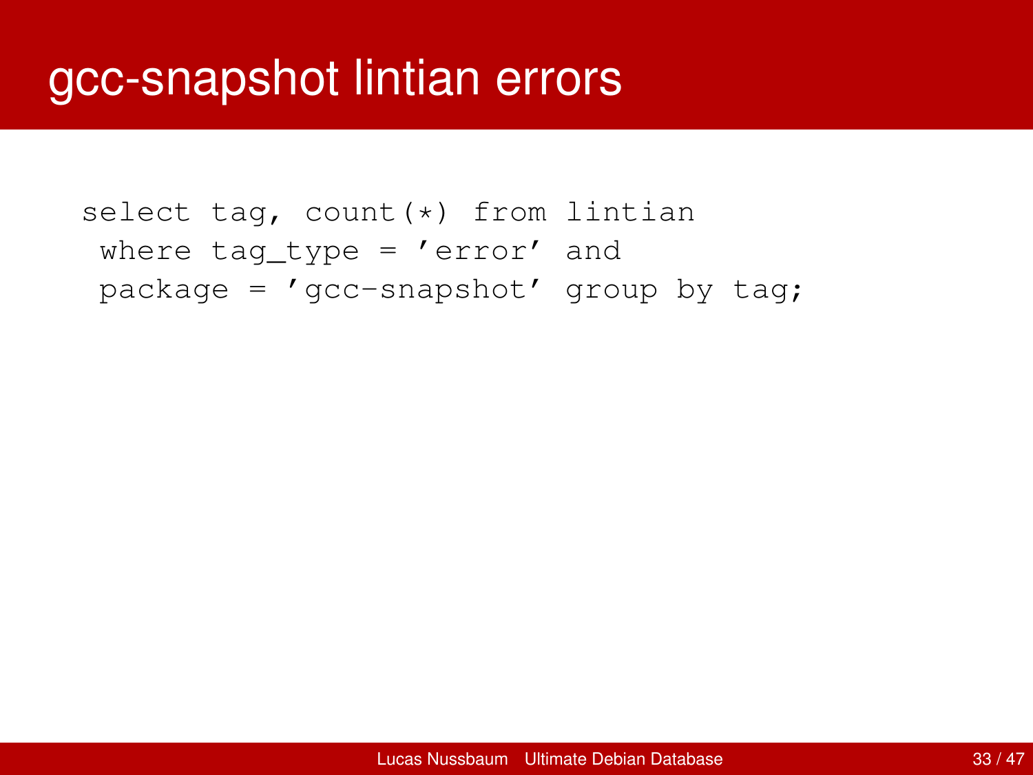# gcc-snapshot lintian errors

```
select tag, count(*) from lintian
 where tag_type = 'error' and
 package = 'gcc-snapshot' group by tag;
```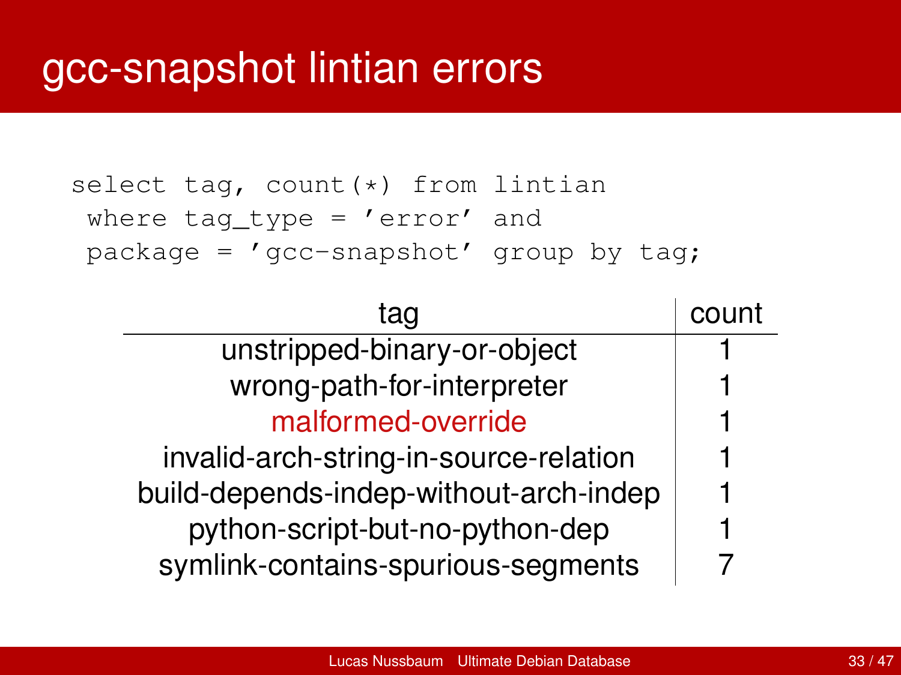# gcc-snapshot lintian errors

```
select tag, count(*) from lintian
 where tag_type = 'error' and
 package = 'gcc-snapshot' group by tag;
```

| tag | count |
|---|---|
| unstripped-binary-or-object | 1 |
| wrong-path-for-interpreter | 1 |
| malformed-override | 1 |
| invalid-arch-string-in-source-relation | 1 |
| build-depends-indep-without-arch-indep | 1 |
| python-script-but-no-python-dep | 1 |
| symlink-contains-spurious-segments | 7 |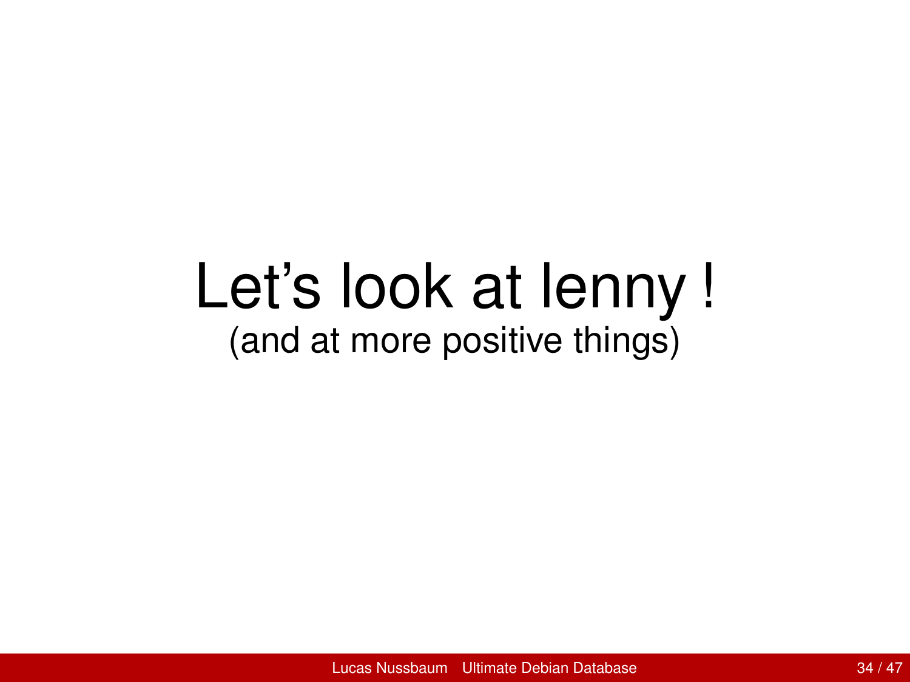# Let's look at lenny !

(and at more positive things)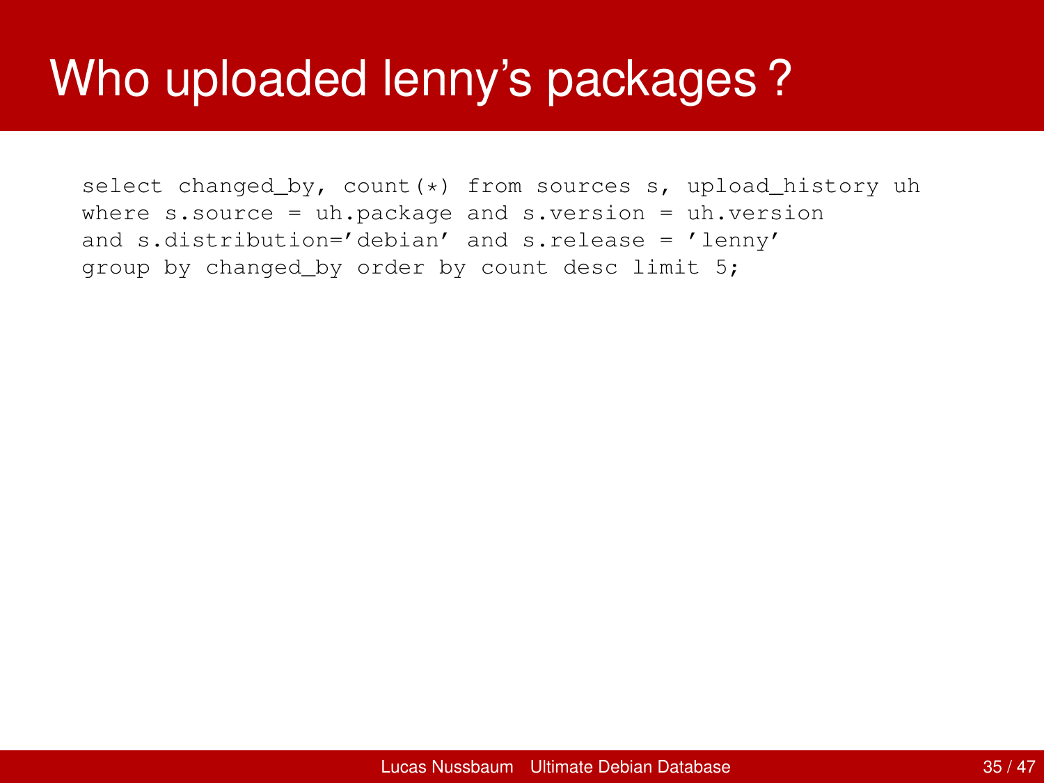# Who uploaded lenny's packages ?

```
select changed_by, count(*) from sources s, upload_history uh
where s.source = uh.package and s.version = uh.version
and s.distribution='debian' and s.release = 'lenny'
group by changed_by order by count desc limit 5;
```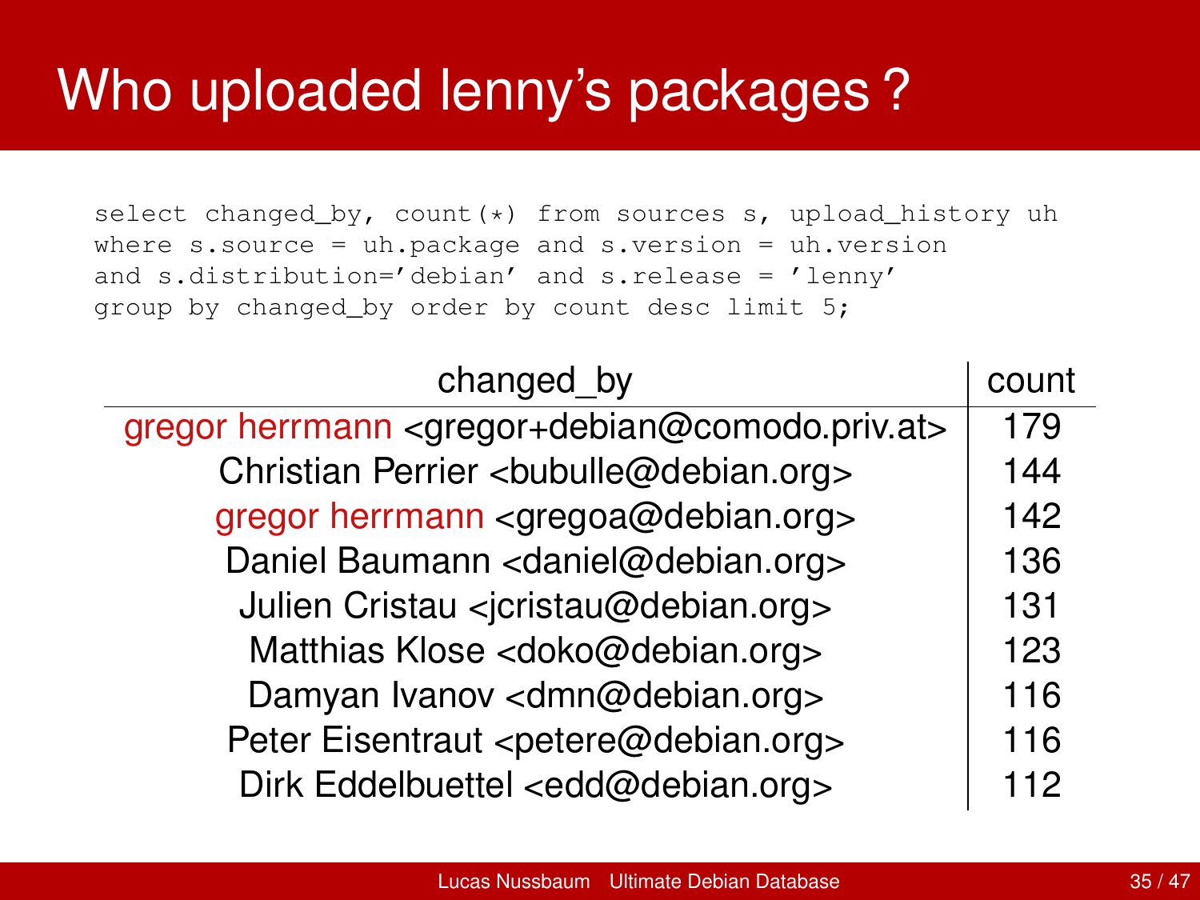# Who uploaded lenny's packages ?

```
select changed_by, count(*) from sources s, upload_history uh
where s.source = uh.package and s.version = uh.version
and s.distribution='debian' and s.release = 'lenny'
group by changed_by order by count desc limit 5;
```

| changed_by | count |
|---|---|
| gregor herrmann <gregor+debian@comodo.priv.at> | 179 |
| Christian Perrier <bubulle@debian.org> | 144 |
| gregor herrmann <gregoa@debian.org> | 142 |
| Daniel Baumann <daniel@debian.org> | 136 |
| Julien Cristau <jcristau@debian.org> | 131 |
| Matthias Klose <doko@debian.org> | 123 |
| Damyan Ivanov <dmn@debian.org> | 116 |
| Peter Eisentraut <petere@debian.org> | 116 |
| Dirk Eddelbuettel <edd@debian.org> | 112 |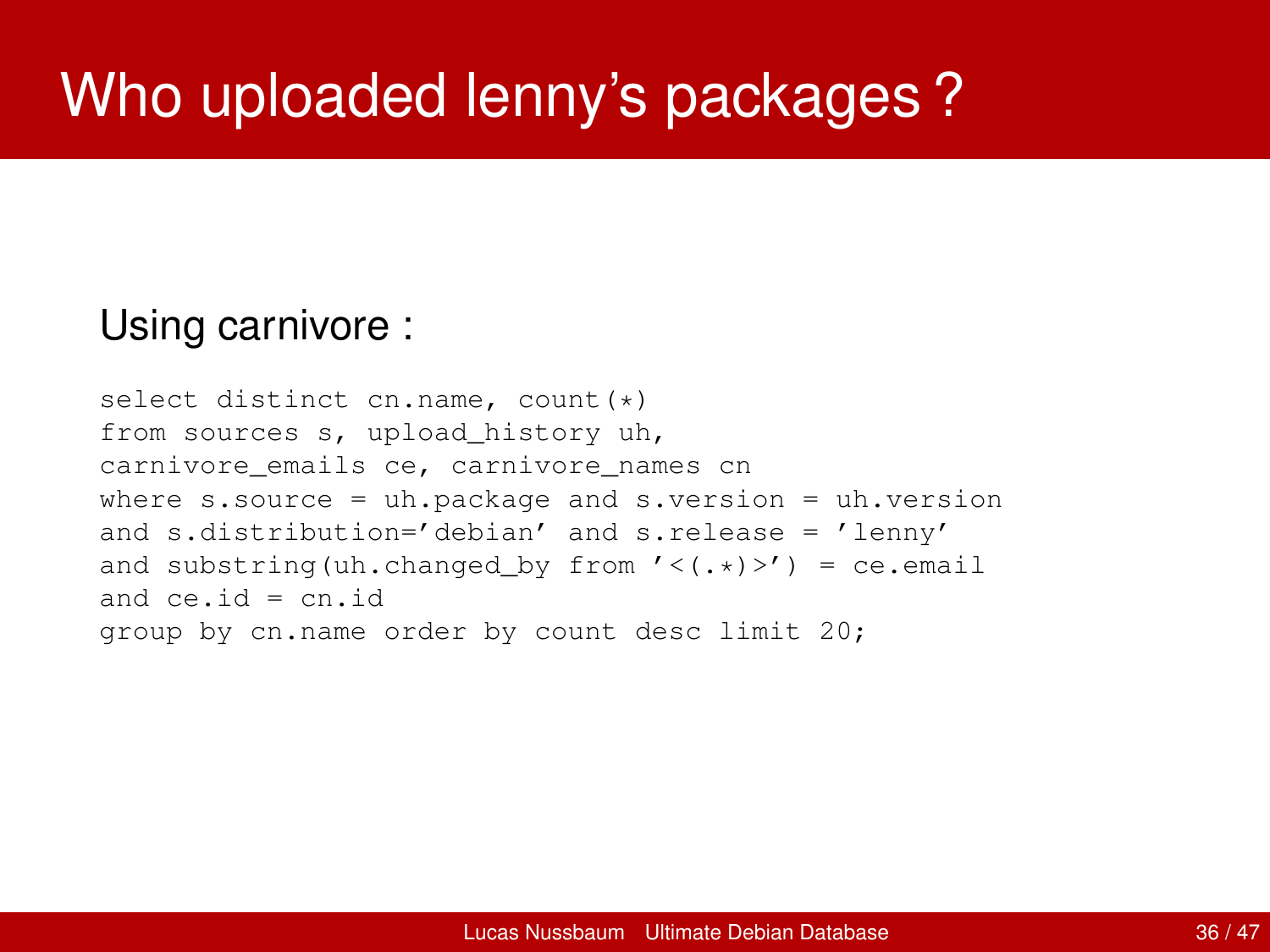# Who uploaded lenny's packages ?

Using carnivore :

```
select distinct cn.name, count(*)
from sources s, upload_history uh,
carnivore_emails ce, carnivore_names cn
where s.source = uh.package and s.version = uh.version
and s.distribution='debian' and s.release = 'lenny'
and substring(uh.changed_by from '<(.*)>') = ce.email
and ce.id = cn.id
group by cn.name order by count desc limit 20;
```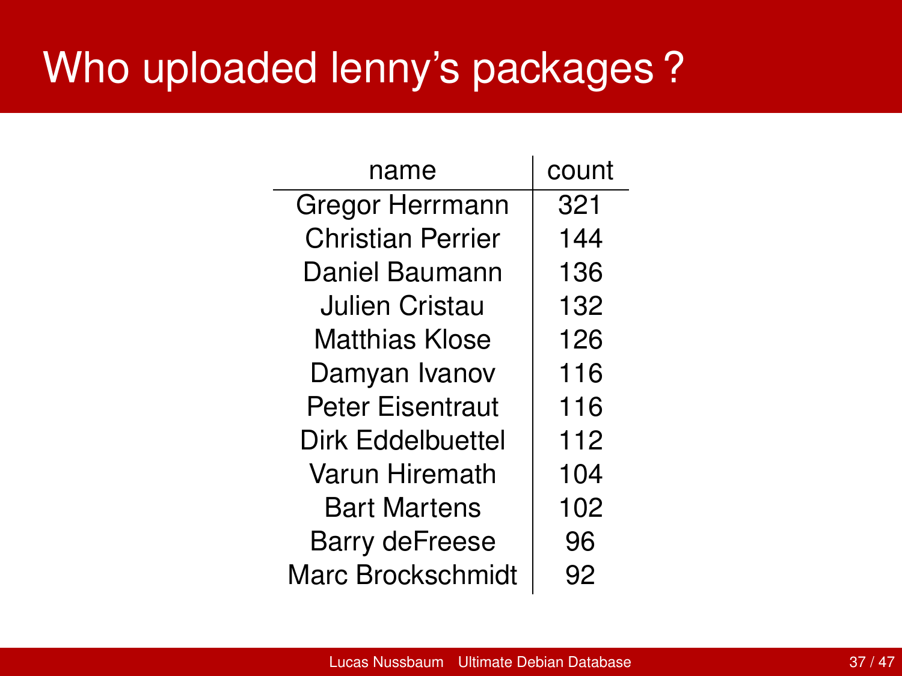# Who uploaded lenny's packages ?

| name | count |
| --- | --- |
| Gregor Herrmann | 321 |
| Christian Perrier | 144 |
| Daniel Baumann | 136 |
| Julien Cristau | 132 |
| Matthias Klose | 126 |
| Damyan Ivanov | 116 |
| Peter Eisentraut | 116 |
| Dirk Eddelbuettel | 112 |
| Varun Hiremath | 104 |
| Bart Martens | 102 |
| Barry deFreese | 96 |
| Marc Brockschmidt | 92 |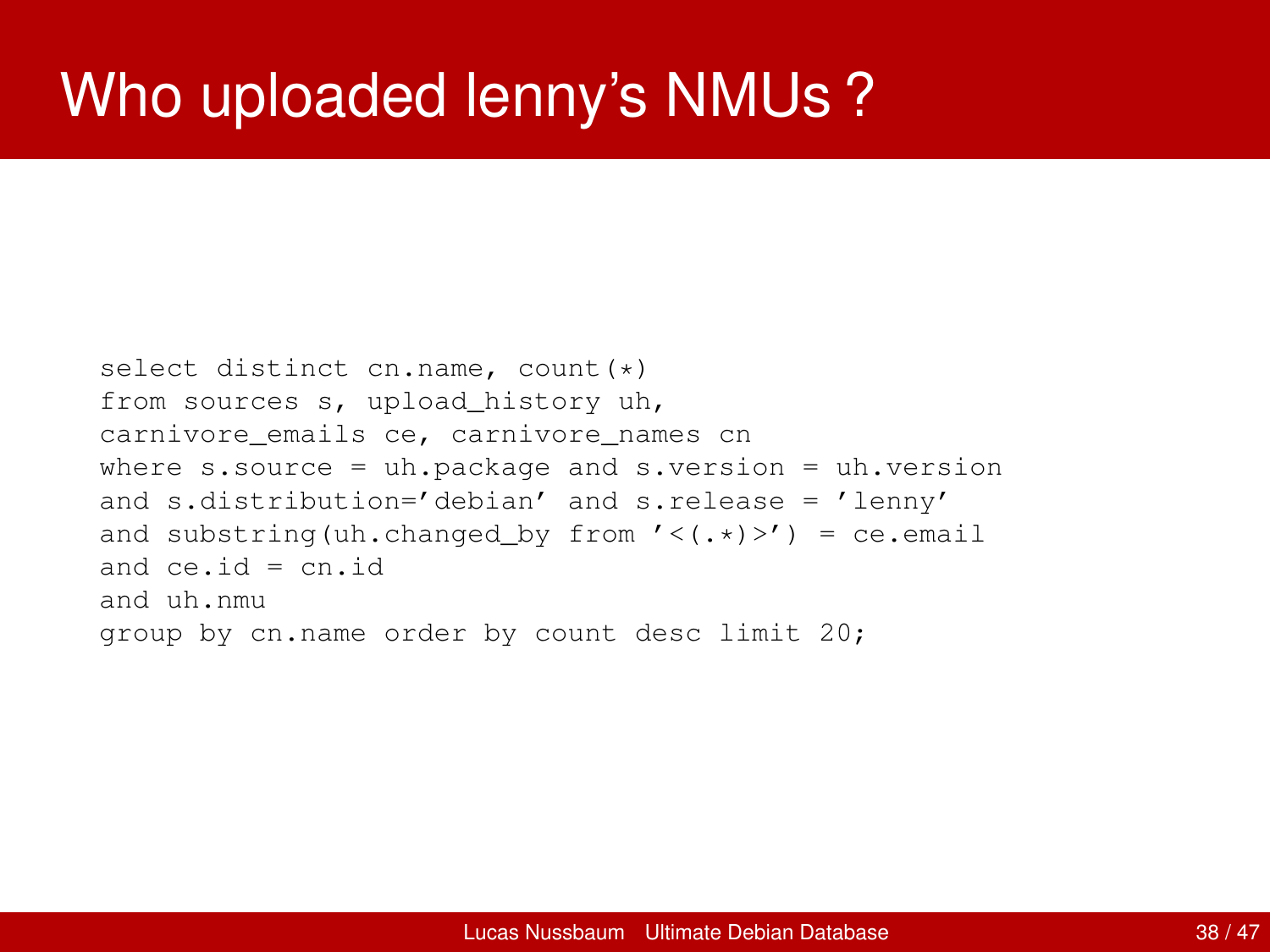# Who uploaded lenny's NMUs ?

```
select distinct cn.name, count(*)
from sources s, upload_history uh,
carnivore_emails ce, carnivore_names cn
where s.source = uh.package and s.version = uh.version
and s.distribution='debian' and s.release = 'lenny'
and substring(uh.changed_by from '<(.*)>') = ce.email
and ce.id = cn.id
and uh.nmu
group by cn.name order by count desc limit 20;
```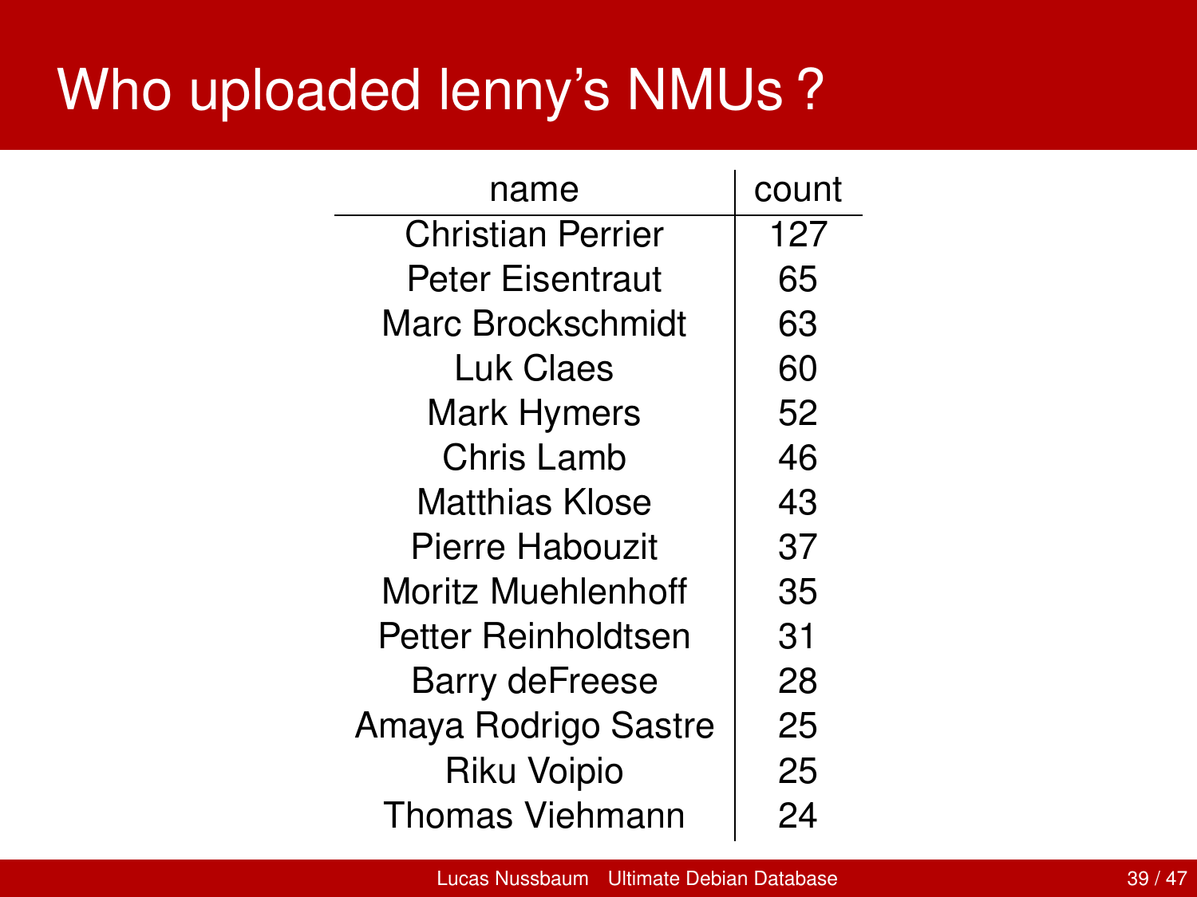# Who uploaded lenny's NMUs ?

| name | count |
|---|---|
| Christian Perrier | 127 |
| Peter Eisentraut | 65 |
| Marc Brockschmidt | 63 |
| Luk Claes | 60 |
| Mark Hymers | 52 |
| Chris Lamb | 46 |
| Matthias Klose | 43 |
| Pierre Habouzit | 37 |
| Moritz Muehlenhoff | 35 |
| Petter Reinholdtsen | 31 |
| Barry deFreese | 28 |
| Amaya Rodrigo Sastre | 25 |
| Riku Voipio | 25 |
| Thomas Viehmann | 24 |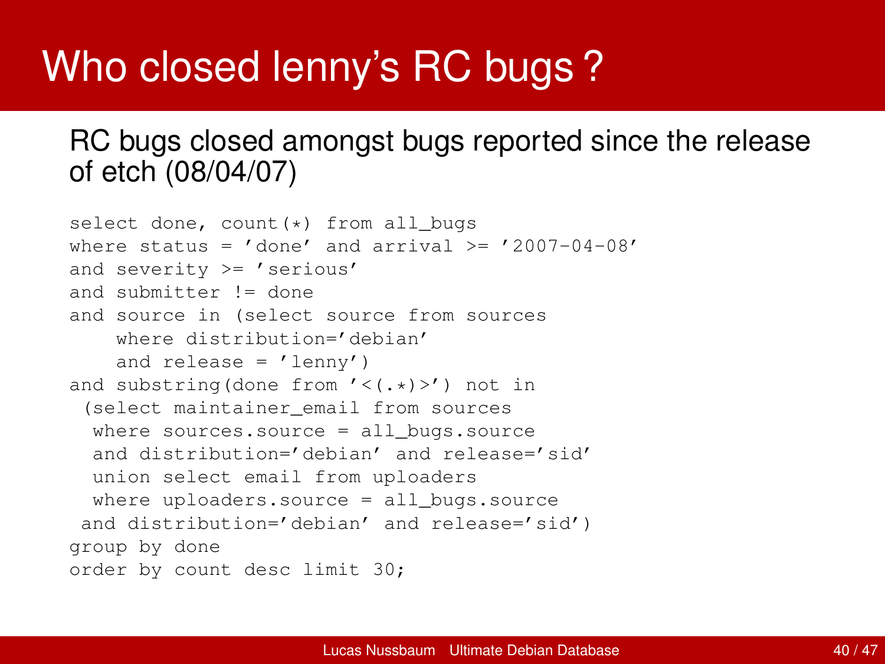# Who closed lenny's RC bugs ?

RC bugs closed amongst bugs reported since the release of etch (08/04/07)

```
select done, count(*) from all_bugs
where status = 'done' and arrival >= '2007-04-08'
and severity >= 'serious'
and submitter != done
and source in (select source from sources
    where distribution='debian'
    and release = 'lenny')
and substring(done from '<(.*)>') not in
 (select maintainer_email from sources
  where sources.source = all_bugs.source
  and distribution='debian' and release='sid'
  union select email from uploaders
  where uploaders.source = all_bugs.source
 and distribution='debian' and release='sid')
group by done
order by count desc limit 30;
```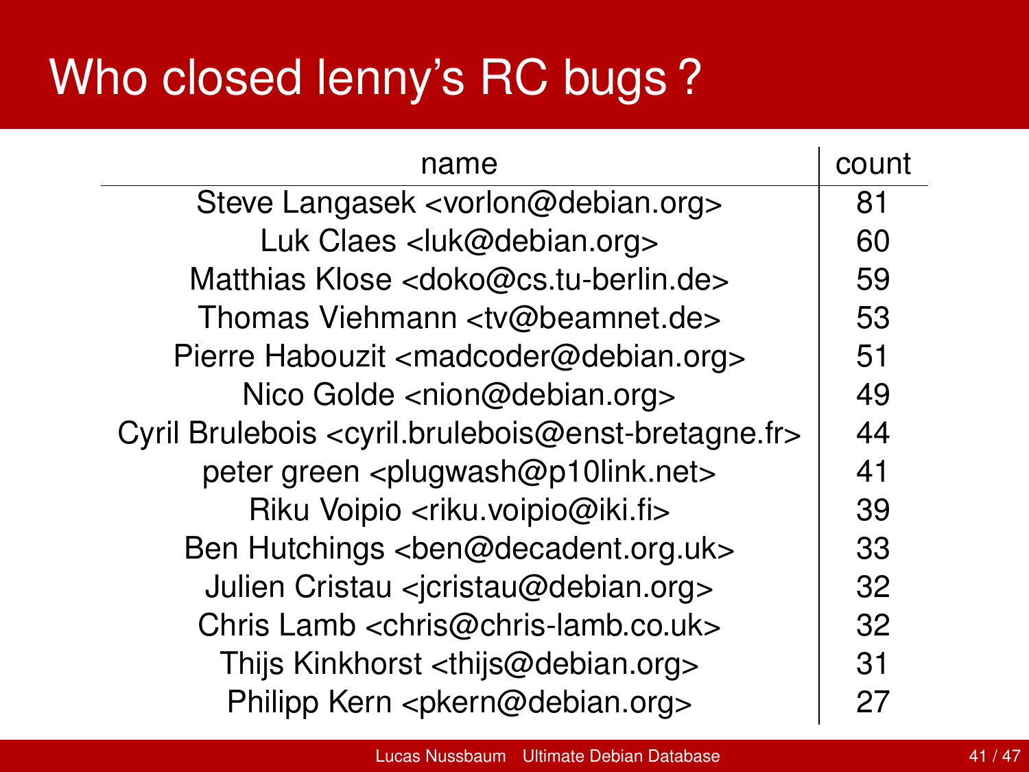# Who closed lenny's RC bugs ?

| name | count |
|---|---|
| Steve Langasek <vorlon@debian.org> | 81 |
| Luk Claes <luk@debian.org> | 60 |
| Matthias Klose <doko@cs.tu-berlin.de> | 59 |
| Thomas Viehmann <tv@beamnet.de> | 53 |
| Pierre Habouzit <madcoder@debian.org> | 51 |
| Nico Golde <nion@debian.org> | 49 |
| Cyril Brulebois <cyril.brulebois@enst-bretagne.fr> | 44 |
| peter green <plugwash@p10link.net> | 41 |
| Riku Voipio <riku.voipio@iki.fi> | 39 |
| Ben Hutchings <ben@decadent.org.uk> | 33 |
| Julien Cristau <jcristau@debian.org> | 32 |
| Chris Lamb <chris@chris-lamb.co.uk> | 32 |
| Thijs Kinkhorst <thijs@debian.org> | 31 |
| Philipp Kern <pkern@debian.org> | 27 |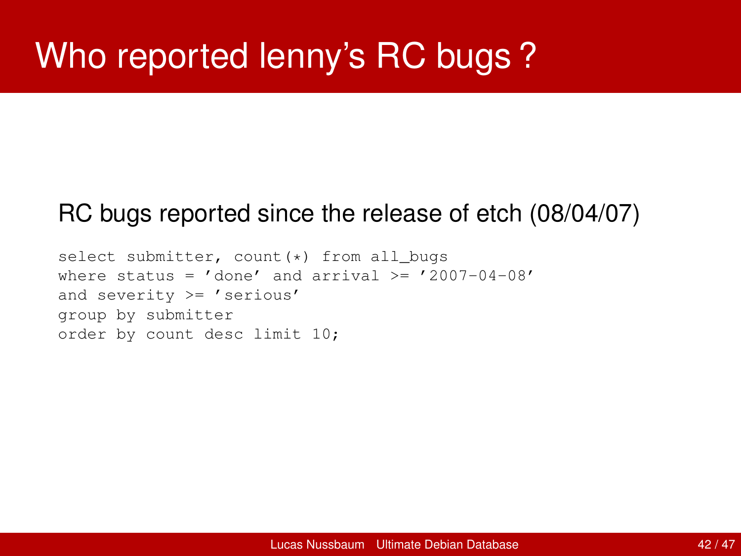# Who reported lenny's RC bugs ?

RC bugs reported since the release of etch (08/04/07)

```
select submitter, count(*) from all_bugs
where status = 'done' and arrival >= '2007-04-08'
and severity >= 'serious'
group by submitter
order by count desc limit 10;
```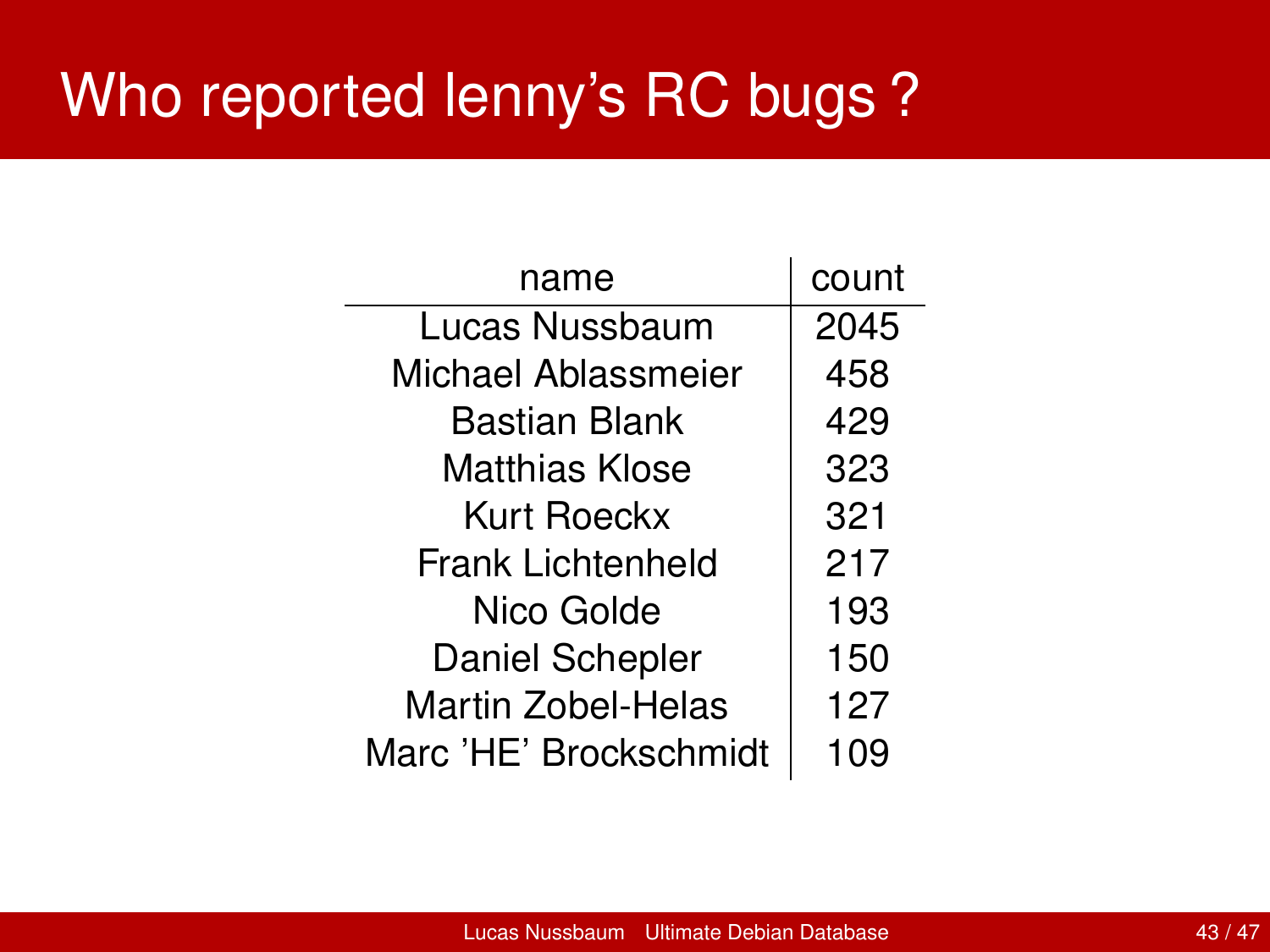# Who reported lenny's RC bugs ?

| name | count |
|---|---|
| Lucas Nussbaum | 2045 |
| Michael Ablassmeier | 458 |
| Bastian Blank | 429 |
| Matthias Klose | 323 |
| Kurt Roeckx | 321 |
| Frank Lichtenheld | 217 |
| Nico Golde | 193 |
| Daniel Schepler | 150 |
| Martin Zobel-Helas | 127 |
| Marc 'HE' Brockschmidt | 109 |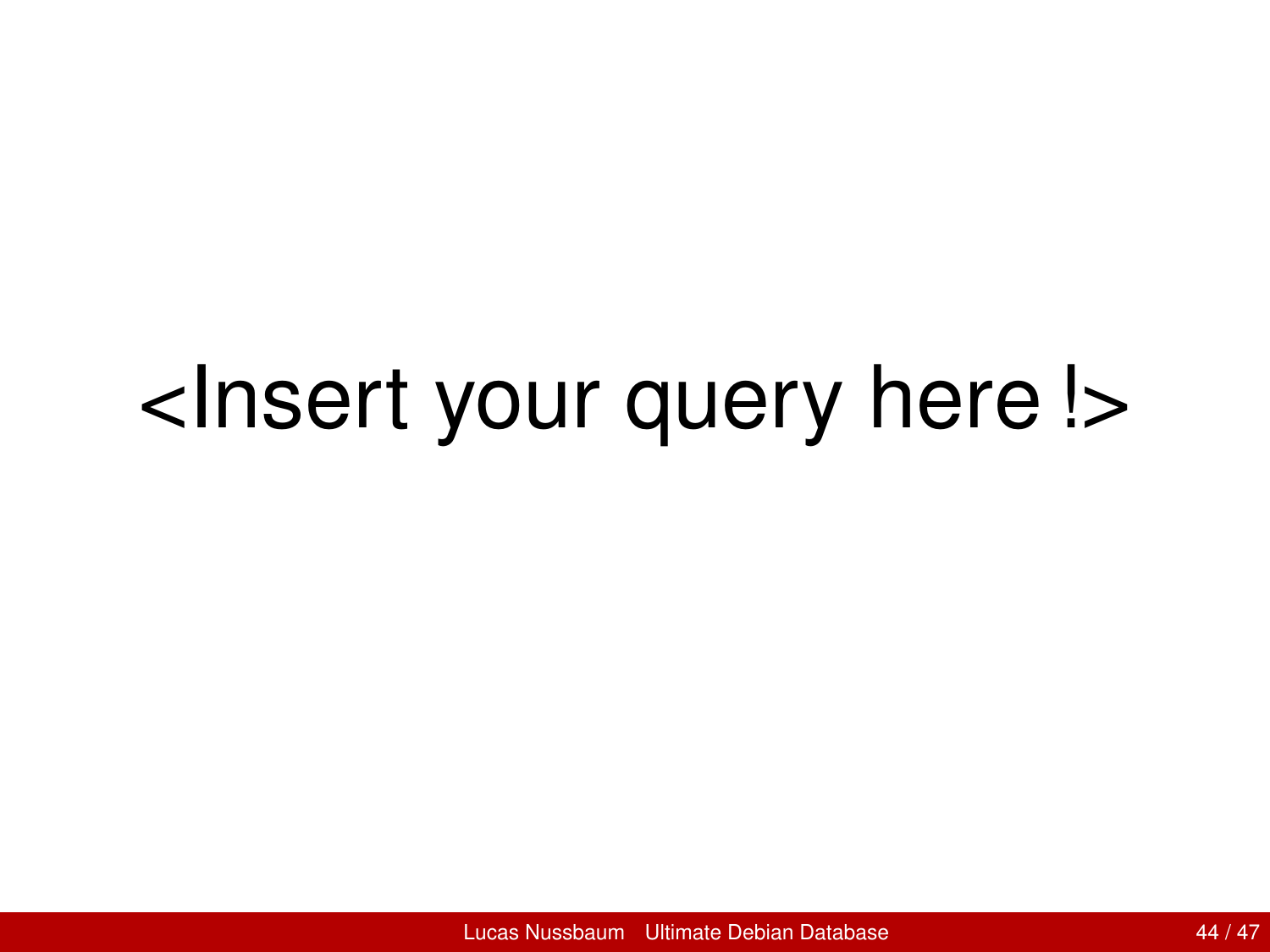<Insert your query here !>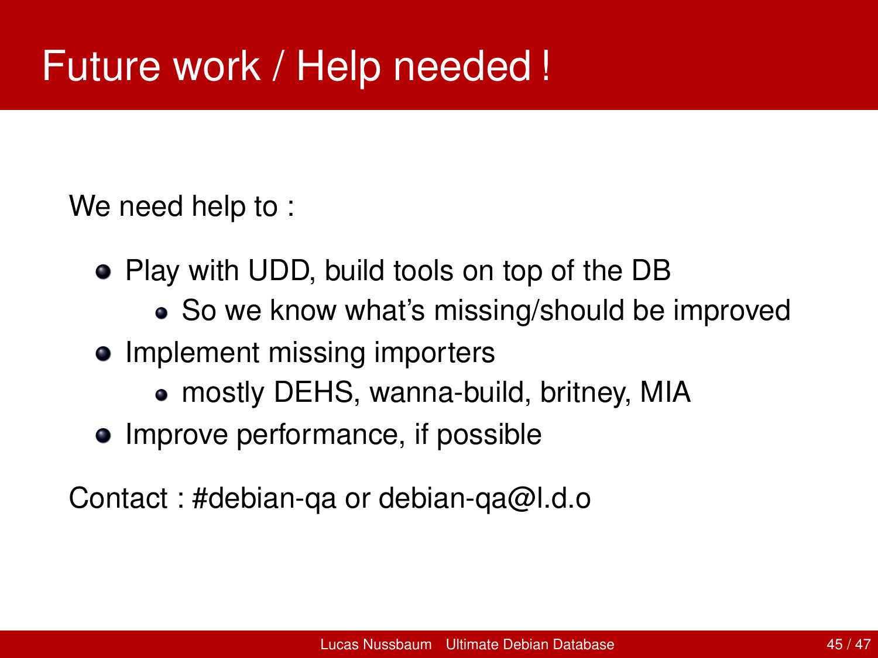# Future work / Help needed !

We need help to :

- Play with UDD, build tools on top of the DB
  - So we know what's missing/should be improved
- Implement missing importers
  - mostly DEHS, wanna-build, britney, MIA
- Improve performance, if possible

Contact : #debian-qa or debian-qa@l.d.o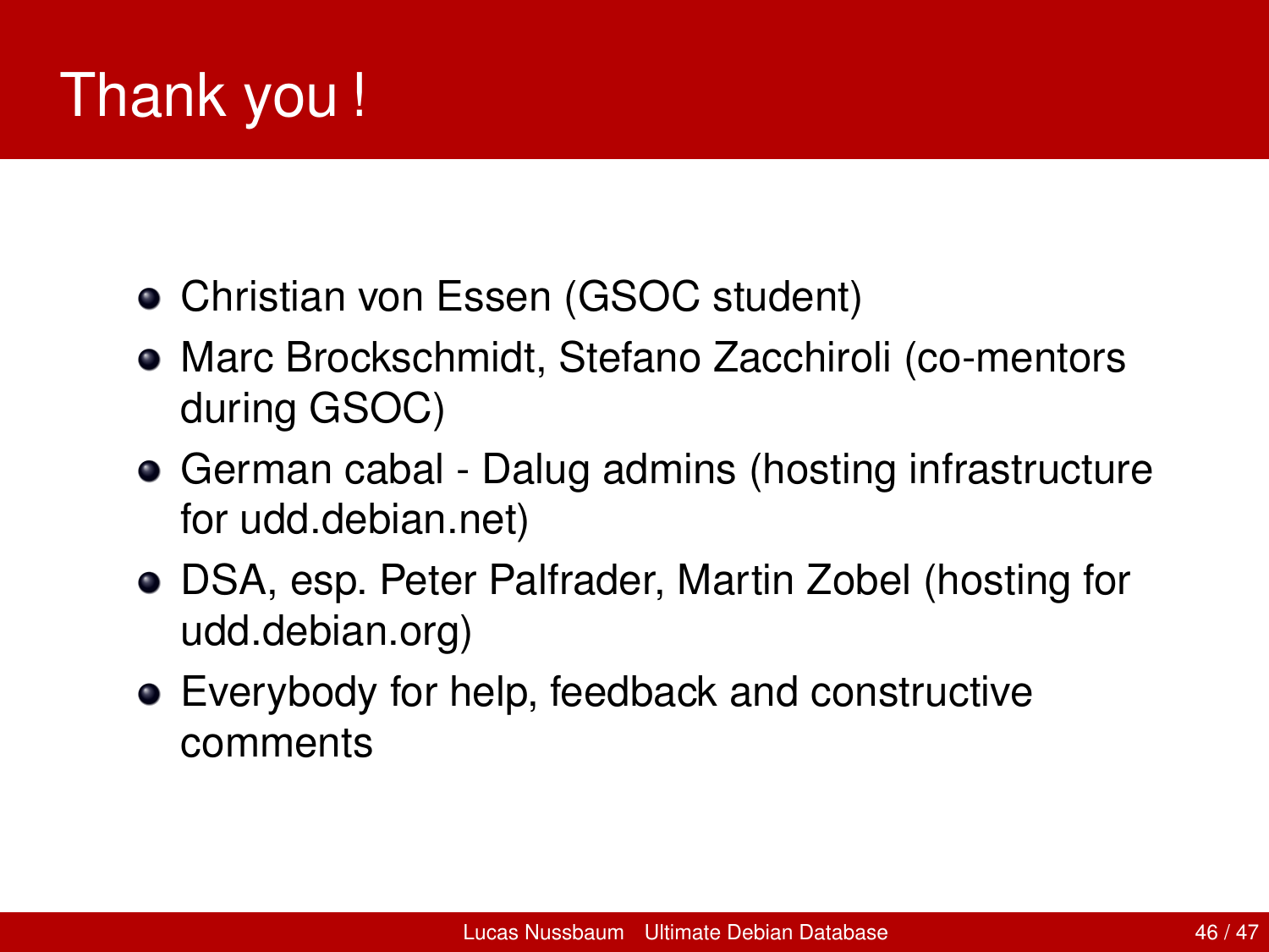# Thank you !

- Christian von Essen (GSOC student)
- Marc Brockschmidt, Stefano Zacchiroli (co-mentors during GSOC)
- German cabal - Dalug admins (hosting infrastructure for udd.debian.net)
- DSA, esp. Peter Palfrader, Martin Zobel (hosting for udd.debian.org)
- Everybody for help, feedback and constructive comments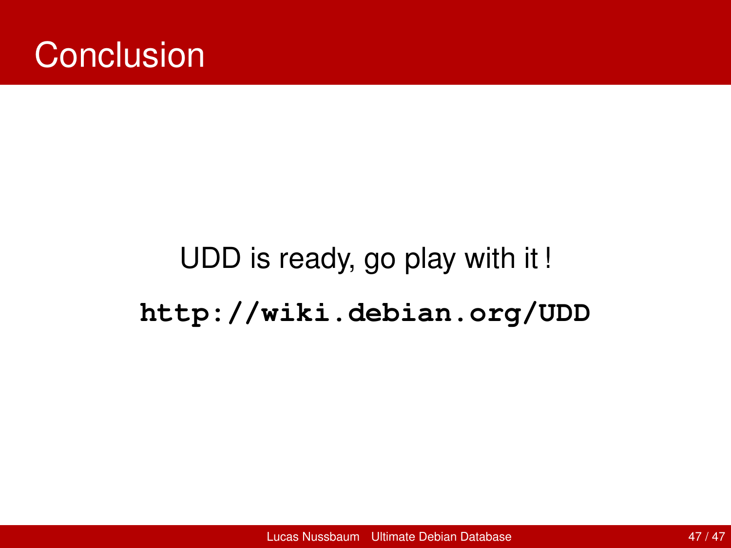# Conclusion

UDD is ready, go play with it !

**`http://wiki.debian.org/UDD`**